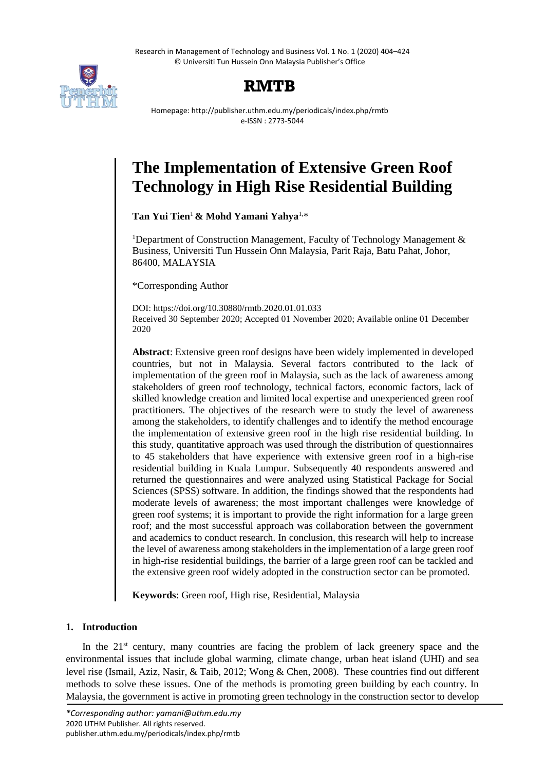# The Implementation of Extensive Green Roof Technology in High Rise Residential Building

**Tan Yui Tien**[1] **& Mohd Yamani Yahya**[1,*]

[1]Department of Construction Management, Faculty of Technology Management & Business, Universiti Tun Hussein Onn Malaysia, Parit Raja, Batu Pahat, Johor, 86400, MALAYSIA

*Corresponding Author

DOI: https://doi.org/10.30880/rmtb.2020.01.01.033
Received 30 September 2020; Accepted 01 November 2020; Available online 01 December 2020

**Abstract**: Extensive green roof designs have been widely implemented in developed countries, but not in Malaysia. Several factors contributed to the lack of implementation of the green roof in Malaysia, such as the lack of awareness among stakeholders of green roof technology, technical factors, economic factors, lack of skilled knowledge creation and limited local expertise and unexperienced green roof practitioners. The objectives of the research were to study the level of awareness among the stakeholders, to identify challenges and to identify the method encourage the implementation of extensive green roof in the high rise residential building. In this study, quantitative approach was used through the distribution of questionnaires to 45 stakeholders that have experience with extensive green roof in a high-rise residential building in Kuala Lumpur. Subsequently 40 respondents answered and returned the questionnaires and were analyzed using Statistical Package for Social Sciences (SPSS) software. In addition, the findings showed that the respondents had moderate levels of awareness; the most important challenges were knowledge of green roof systems; it is important to provide the right information for a large green roof; and the most successful approach was collaboration between the government and academics to conduct research. In conclusion, this research will help to increase the level of awareness among stakeholders in the implementation of a large green roof in high-rise residential buildings, the barrier of a large green roof can be tackled and the extensive green roof widely adopted in the construction sector can be promoted.

**Keywords**: Green roof, High rise, Residential, Malaysia

## 1. Introduction

In the 21st century, many countries are facing the problem of lack greenery space and the environmental issues that include global warming, climate change, urban heat island (UHI) and sea level rise (Ismail, Aziz, Nasir, & Taib, 2012; Wong & Chen, 2008). These countries find out different methods to solve these issues. One of the methods is promoting green building by each country. In Malaysia, the government is active in promoting green technology in the construction sector to develop

*\*Corresponding author: yamani@uthm.edu.my*
2020 UTHM Publisher. All rights reserved.
publisher.uthm.edu.my/periodicals/index.php/rmtb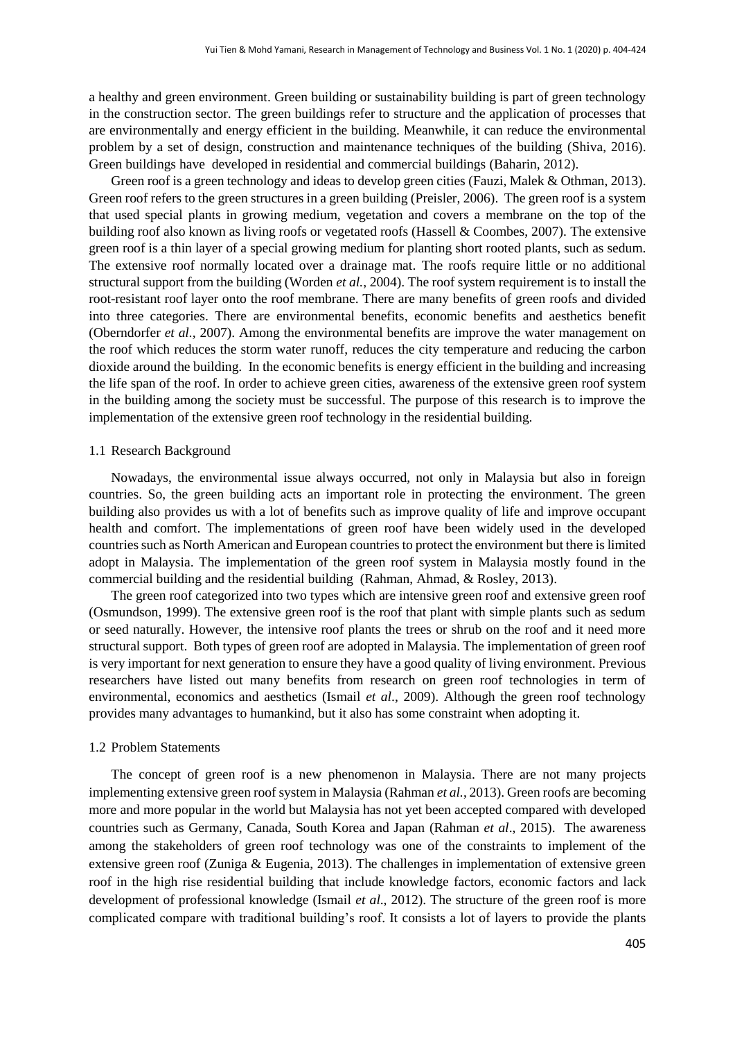a healthy and green environment. Green building or sustainability building is part of green technology in the construction sector. The green buildings refer to structure and the application of processes that are environmentally and energy efficient in the building. Meanwhile, it can reduce the environmental problem by a set of design, construction and maintenance techniques of the building (Shiva, 2016). Green buildings have developed in residential and commercial buildings (Baharin, 2012).

Green roof is a green technology and ideas to develop green cities (Fauzi, Malek & Othman, 2013). Green roof refers to the green structures in a green building (Preisler, 2006). The green roof is a system that used special plants in growing medium, vegetation and covers a membrane on the top of the building roof also known as living roofs or vegetated roofs (Hassell & Coombes, 2007). The extensive green roof is a thin layer of a special growing medium for planting short rooted plants, such as sedum. The extensive roof normally located over a drainage mat. The roofs require little or no additional structural support from the building (Worden *et al.*, 2004). The roof system requirement is to install the root-resistant roof layer onto the roof membrane. There are many benefits of green roofs and divided into three categories. There are environmental benefits, economic benefits and aesthetics benefit (Oberndorfer *et al.,* 2007). Among the environmental benefits are improve the water management on the roof which reduces the storm water runoff, reduces the city temperature and reducing the carbon dioxide around the building. In the economic benefits is energy efficient in the building and increasing the life span of the roof. In order to achieve green cities, awareness of the extensive green roof system in the building among the society must be successful. The purpose of this research is to improve the implementation of the extensive green roof technology in the residential building.

### 1.1 Research Background

Nowadays, the environmental issue always occurred, not only in Malaysia but also in foreign countries. So, the green building acts an important role in protecting the environment. The green building also provides us with a lot of benefits such as improve quality of life and improve occupant health and comfort. The implementations of green roof have been widely used in the developed countries such as North American and European countries to protect the environment but there is limited adopt in Malaysia. The implementation of the green roof system in Malaysia mostly found in the commercial building and the residential building (Rahman, Ahmad, & Rosley, 2013).

The green roof categorized into two types which are intensive green roof and extensive green roof (Osmundson, 1999). The extensive green roof is the roof that plant with simple plants such as sedum or seed naturally. However, the intensive roof plants the trees or shrub on the roof and it need more structural support. Both types of green roof are adopted in Malaysia. The implementation of green roof is very important for next generation to ensure they have a good quality of living environment. Previous researchers have listed out many benefits from research on green roof technologies in term of environmental, economics and aesthetics (Ismail *et al*., 2009). Although the green roof technology provides many advantages to humankind, but it also has some constraint when adopting it.

### 1.2 Problem Statements

The concept of green roof is a new phenomenon in Malaysia. There are not many projects implementing extensive green roof system in Malaysia (Rahman *et al.*, 2013). Green roofs are becoming more and more popular in the world but Malaysia has not yet been accepted compared with developed countries such as Germany, Canada, South Korea and Japan (Rahman *et al*., 2015). The awareness among the stakeholders of green roof technology was one of the constraints to implement of the extensive green roof (Zuniga & Eugenia, 2013). The challenges in implementation of extensive green roof in the high rise residential building that include knowledge factors, economic factors and lack development of professional knowledge (Ismail *et al*., 2012). The structure of the green roof is more complicated compare with traditional building's roof. It consists a lot of layers to provide the plants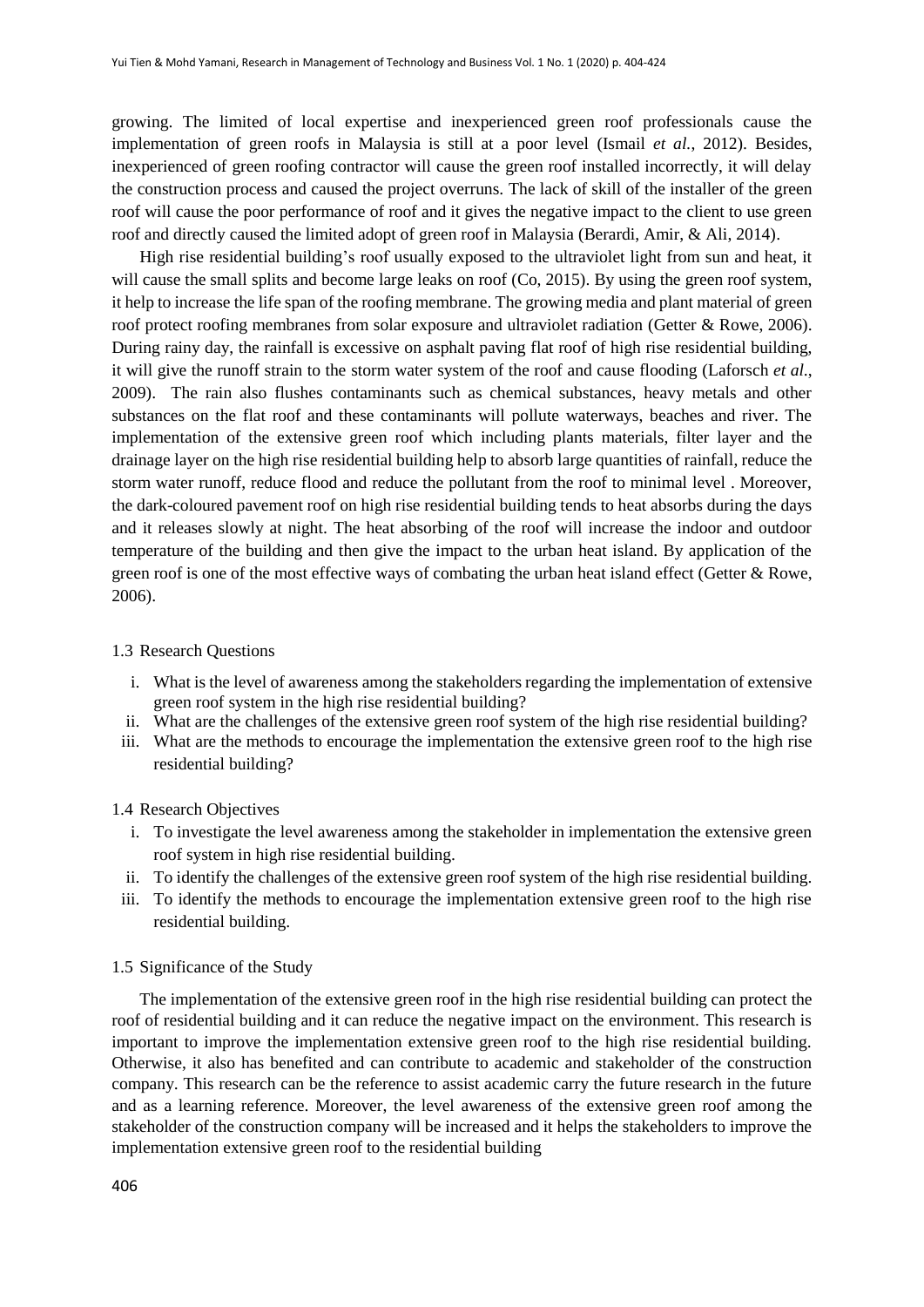growing. The limited of local expertise and inexperienced green roof professionals cause the implementation of green roofs in Malaysia is still at a poor level (Ismail *et al.*, 2012). Besides, inexperienced of green roofing contractor will cause the green roof installed incorrectly, it will delay the construction process and caused the project overruns. The lack of skill of the installer of the green roof will cause the poor performance of roof and it gives the negative impact to the client to use green roof and directly caused the limited adopt of green roof in Malaysia (Berardi, Amir, & Ali, 2014).

High rise residential building's roof usually exposed to the ultraviolet light from sun and heat, it will cause the small splits and become large leaks on roof (Co, 2015). By using the green roof system, it help to increase the life span of the roofing membrane. The growing media and plant material of green roof protect roofing membranes from solar exposure and ultraviolet radiation (Getter & Rowe, 2006). During rainy day, the rainfall is excessive on asphalt paving flat roof of high rise residential building, it will give the runoff strain to the storm water system of the roof and cause flooding (Laforsch *et al.*, 2009). The rain also flushes contaminants such as chemical substances, heavy metals and other substances on the flat roof and these contaminants will pollute waterways, beaches and river. The implementation of the extensive green roof which including plants materials, filter layer and the drainage layer on the high rise residential building help to absorb large quantities of rainfall, reduce the storm water runoff, reduce flood and reduce the pollutant from the roof to minimal level . Moreover, the dark-coloured pavement roof on high rise residential building tends to heat absorbs during the days and it releases slowly at night. The heat absorbing of the roof will increase the indoor and outdoor temperature of the building and then give the impact to the urban heat island. By application of the green roof is one of the most effective ways of combating the urban heat island effect (Getter & Rowe, 2006).

### 1.3 Research Questions

i. What is the level of awareness among the stakeholders regarding the implementation of extensive green roof system in the high rise residential building?
ii. What are the challenges of the extensive green roof system of the high rise residential building?
iii. What are the methods to encourage the implementation the extensive green roof to the high rise residential building?

### 1.4 Research Objectives

i. To investigate the level awareness among the stakeholder in implementation the extensive green roof system in high rise residential building.
ii. To identify the challenges of the extensive green roof system of the high rise residential building.
iii. To identify the methods to encourage the implementation extensive green roof to the high rise residential building.

### 1.5 Significance of the Study

The implementation of the extensive green roof in the high rise residential building can protect the roof of residential building and it can reduce the negative impact on the environment. This research is important to improve the implementation extensive green roof to the high rise residential building. Otherwise, it also has benefited and can contribute to academic and stakeholder of the construction company. This research can be the reference to assist academic carry the future research in the future and as a learning reference. Moreover, the level awareness of the extensive green roof among the stakeholder of the construction company will be increased and it helps the stakeholders to improve the implementation extensive green roof to the residential building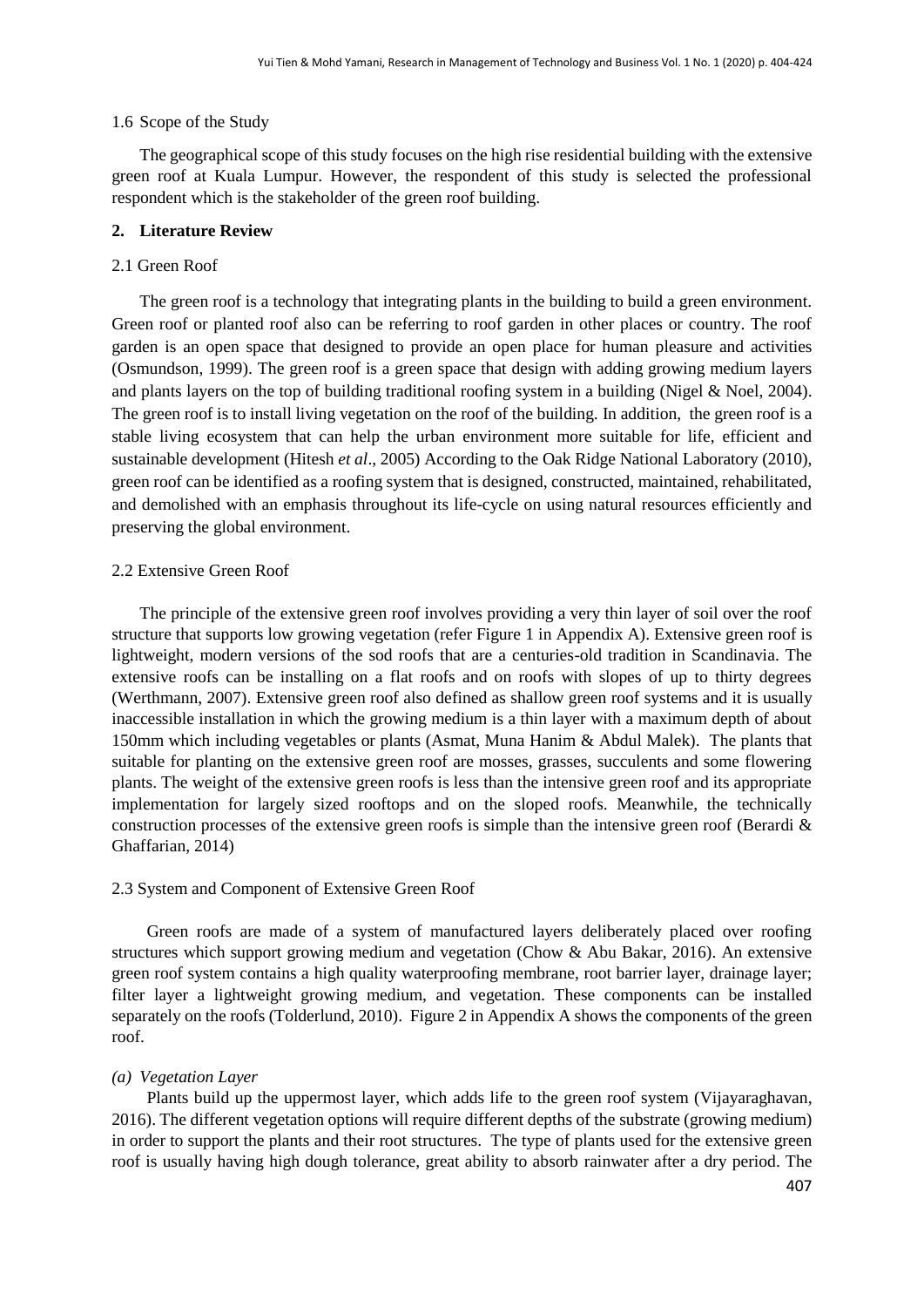### 1.6 Scope of the Study

The geographical scope of this study focuses on the high rise residential building with the extensive green roof at Kuala Lumpur. However, the respondent of this study is selected the professional respondent which is the stakeholder of the green roof building.

## 2. Literature Review

### 2.1 Green Roof

The green roof is a technology that integrating plants in the building to build a green environment. Green roof or planted roof also can be referring to roof garden in other places or country. The roof garden is an open space that designed to provide an open place for human pleasure and activities (Osmundson, 1999). The green roof is a green space that design with adding growing medium layers and plants layers on the top of building traditional roofing system in a building (Nigel & Noel, 2004). The green roof is to install living vegetation on the roof of the building. In addition, the green roof is a stable living ecosystem that can help the urban environment more suitable for life, efficient and sustainable development (Hitesh *et al*., 2005) According to the Oak Ridge National Laboratory (2010), green roof can be identified as a roofing system that is designed, constructed, maintained, rehabilitated, and demolished with an emphasis throughout its life-cycle on using natural resources efficiently and preserving the global environment.

### 2.2 Extensive Green Roof

The principle of the extensive green roof involves providing a very thin layer of soil over the roof structure that supports low growing vegetation (refer Figure 1 in Appendix A). Extensive green roof is lightweight, modern versions of the sod roofs that are a centuries-old tradition in Scandinavia. The extensive roofs can be installing on a flat roofs and on roofs with slopes of up to thirty degrees (Werthmann, 2007). Extensive green roof also defined as shallow green roof systems and it is usually inaccessible installation in which the growing medium is a thin layer with a maximum depth of about 150mm which including vegetables or plants (Asmat, Muna Hanim & Abdul Malek). The plants that suitable for planting on the extensive green roof are mosses, grasses, succulents and some flowering plants. The weight of the extensive green roofs is less than the intensive green roof and its appropriate implementation for largely sized rooftops and on the sloped roofs. Meanwhile, the technically construction processes of the extensive green roofs is simple than the intensive green roof (Berardi & Ghaffarian, 2014)

### 2.3 System and Component of Extensive Green Roof

Green roofs are made of a system of manufactured layers deliberately placed over roofing structures which support growing medium and vegetation (Chow & Abu Bakar, 2016). An extensive green roof system contains a high quality waterproofing membrane, root barrier layer, drainage layer; filter layer a lightweight growing medium, and vegetation. These components can be installed separately on the roofs (Tolderlund, 2010). Figure 2 in Appendix A shows the components of the green roof.

*(a) Vegetation Layer*

Plants build up the uppermost layer, which adds life to the green roof system (Vijayaraghavan, 2016). The different vegetation options will require different depths of the substrate (growing medium) in order to support the plants and their root structures. The type of plants used for the extensive green roof is usually having high dough tolerance, great ability to absorb rainwater after a dry period. The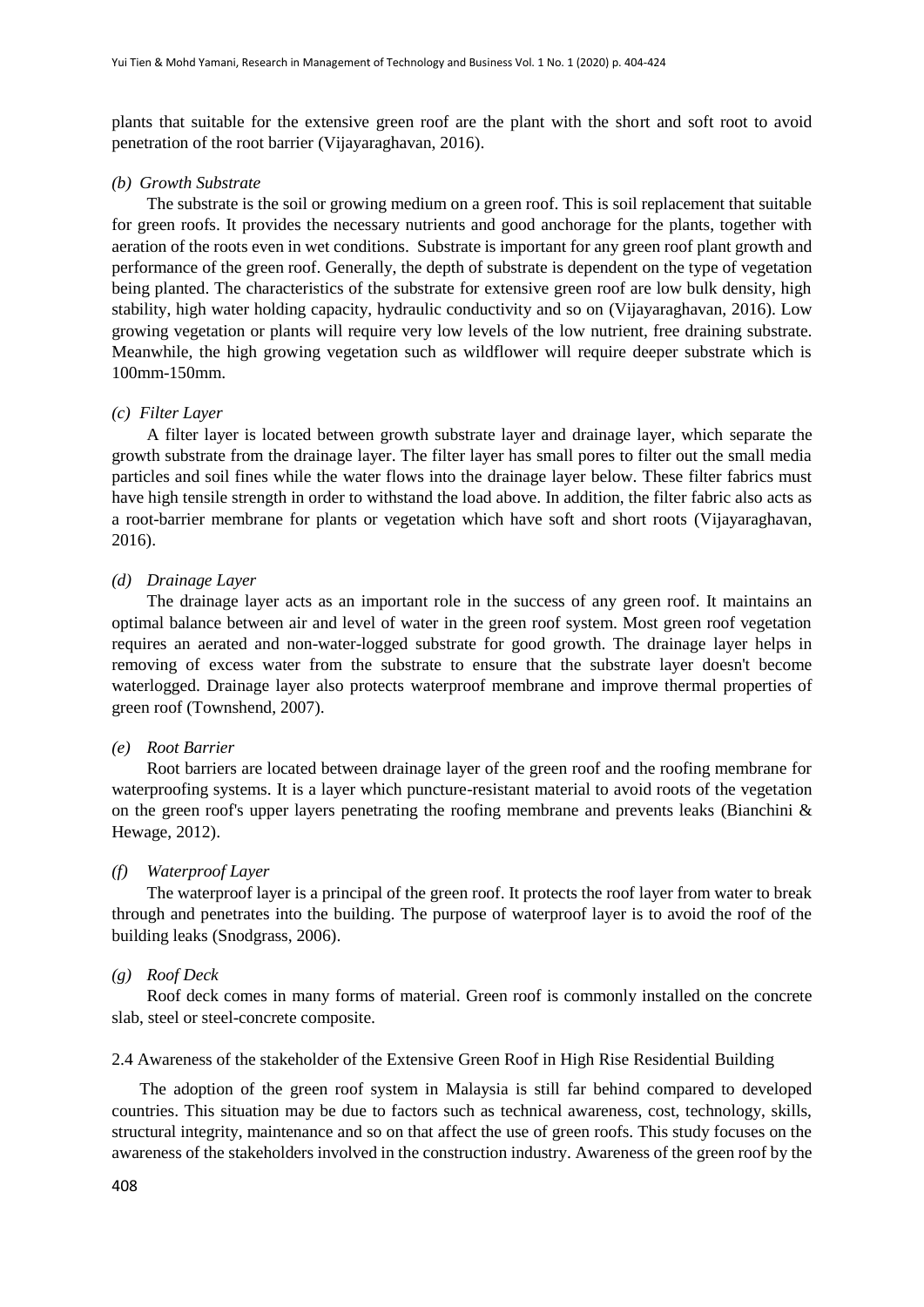plants that suitable for the extensive green roof are the plant with the short and soft root to avoid penetration of the root barrier (Vijayaraghavan, 2016).

*(b) Growth Substrate*

The substrate is the soil or growing medium on a green roof. This is soil replacement that suitable for green roofs. It provides the necessary nutrients and good anchorage for the plants, together with aeration of the roots even in wet conditions. Substrate is important for any green roof plant growth and performance of the green roof. Generally, the depth of substrate is dependent on the type of vegetation being planted. The characteristics of the substrate for extensive green roof are low bulk density, high stability, high water holding capacity, hydraulic conductivity and so on (Vijayaraghavan, 2016). Low growing vegetation or plants will require very low levels of the low nutrient, free draining substrate. Meanwhile, the high growing vegetation such as wildflower will require deeper substrate which is 100mm-150mm.

*(c) Filter Layer*

A filter layer is located between growth substrate layer and drainage layer, which separate the growth substrate from the drainage layer. The filter layer has small pores to filter out the small media particles and soil fines while the water flows into the drainage layer below. These filter fabrics must have high tensile strength in order to withstand the load above. In addition, the filter fabric also acts as a root-barrier membrane for plants or vegetation which have soft and short roots (Vijayaraghavan, 2016).

*(d) Drainage Layer*

The drainage layer acts as an important role in the success of any green roof. It maintains an optimal balance between air and level of water in the green roof system. Most green roof vegetation requires an aerated and non-water-logged substrate for good growth. The drainage layer helps in removing of excess water from the substrate to ensure that the substrate layer doesn't become waterlogged. Drainage layer also protects waterproof membrane and improve thermal properties of green roof (Townshend, 2007).

*(e) Root Barrier*

Root barriers are located between drainage layer of the green roof and the roofing membrane for waterproofing systems. It is a layer which puncture-resistant material to avoid roots of the vegetation on the green roof's upper layers penetrating the roofing membrane and prevents leaks (Bianchini & Hewage, 2012).

*(f) Waterproof Layer*

The waterproof layer is a principal of the green roof. It protects the roof layer from water to break through and penetrates into the building. The purpose of waterproof layer is to avoid the roof of the building leaks (Snodgrass, 2006).

*(g) Roof Deck*

Roof deck comes in many forms of material. Green roof is commonly installed on the concrete slab, steel or steel-concrete composite.

### 2.4 Awareness of the stakeholder of the Extensive Green Roof in High Rise Residential Building

The adoption of the green roof system in Malaysia is still far behind compared to developed countries. This situation may be due to factors such as technical awareness, cost, technology, skills, structural integrity, maintenance and so on that affect the use of green roofs. This study focuses on the awareness of the stakeholders involved in the construction industry. Awareness of the green roof by the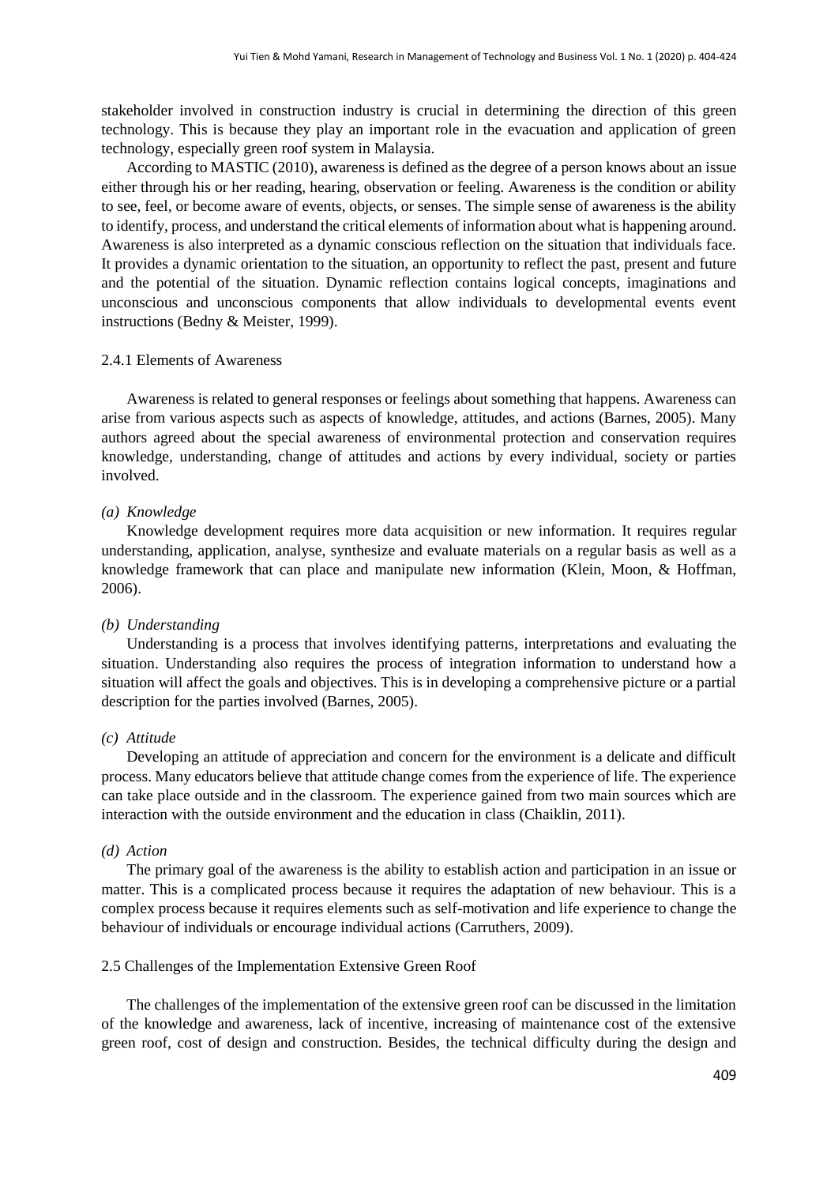stakeholder involved in construction industry is crucial in determining the direction of this green technology. This is because they play an important role in the evacuation and application of green technology, especially green roof system in Malaysia.

According to MASTIC (2010), awareness is defined as the degree of a person knows about an issue either through his or her reading, hearing, observation or feeling. Awareness is the condition or ability to see, feel, or become aware of events, objects, or senses. The simple sense of awareness is the ability to identify, process, and understand the critical elements of information about what is happening around. Awareness is also interpreted as a dynamic conscious reflection on the situation that individuals face. It provides a dynamic orientation to the situation, an opportunity to reflect the past, present and future and the potential of the situation. Dynamic reflection contains logical concepts, imaginations and unconscious and unconscious components that allow individuals to developmental events event instructions (Bedny & Meister, 1999).

### 2.4.1 Elements of Awareness

Awareness is related to general responses or feelings about something that happens. Awareness can arise from various aspects such as aspects of knowledge, attitudes, and actions (Barnes, 2005). Many authors agreed about the special awareness of environmental protection and conservation requires knowledge, understanding, change of attitudes and actions by every individual, society or parties involved.

*(a) Knowledge*

Knowledge development requires more data acquisition or new information. It requires regular understanding, application, analyse, synthesize and evaluate materials on a regular basis as well as a knowledge framework that can place and manipulate new information (Klein, Moon, & Hoffman, 2006).

*(b) Understanding*

Understanding is a process that involves identifying patterns, interpretations and evaluating the situation. Understanding also requires the process of integration information to understand how a situation will affect the goals and objectives. This is in developing a comprehensive picture or a partial description for the parties involved (Barnes, 2005).

*(c) Attitude*

Developing an attitude of appreciation and concern for the environment is a delicate and difficult process. Many educators believe that attitude change comes from the experience of life. The experience can take place outside and in the classroom. The experience gained from two main sources which are interaction with the outside environment and the education in class (Chaiklin, 2011).

*(d) Action*

The primary goal of the awareness is the ability to establish action and participation in an issue or matter. This is a complicated process because it requires the adaptation of new behaviour. This is a complex process because it requires elements such as self-motivation and life experience to change the behaviour of individuals or encourage individual actions (Carruthers, 2009).

## 2.5 Challenges of the Implementation Extensive Green Roof

The challenges of the implementation of the extensive green roof can be discussed in the limitation of the knowledge and awareness, lack of incentive, increasing of maintenance cost of the extensive green roof, cost of design and construction. Besides, the technical difficulty during the design and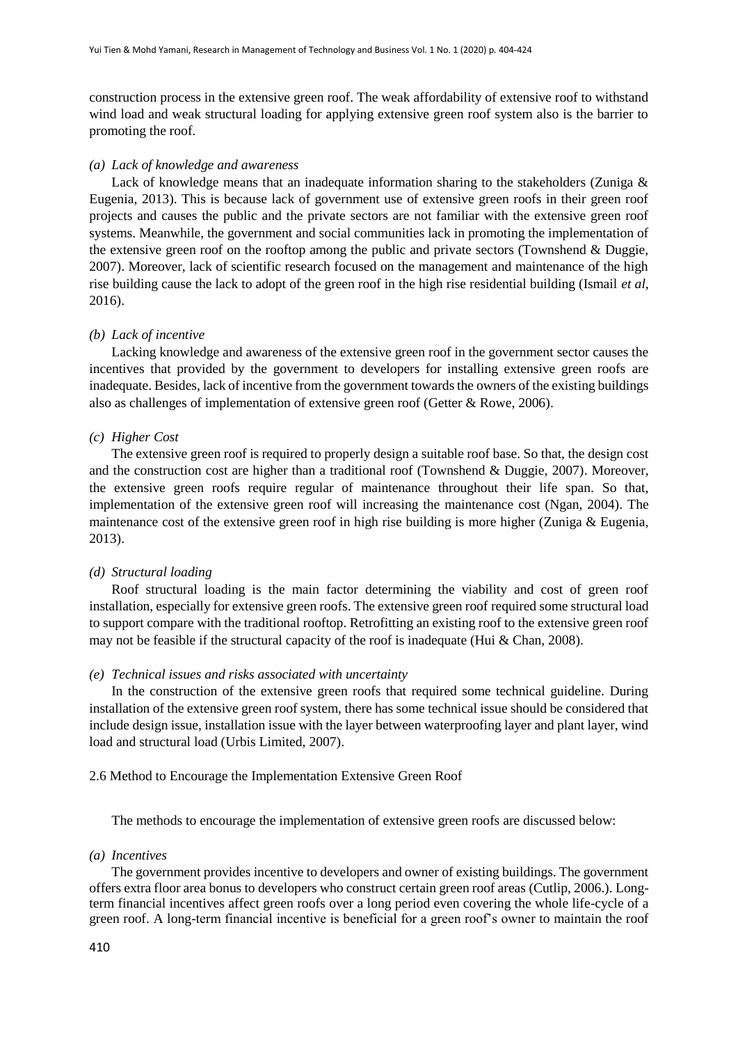construction process in the extensive green roof. The weak affordability of extensive roof to withstand wind load and weak structural loading for applying extensive green roof system also is the barrier to promoting the roof.

*(a) Lack of knowledge and awareness*

Lack of knowledge means that an inadequate information sharing to the stakeholders (Zuniga & Eugenia, 2013). This is because lack of government use of extensive green roofs in their green roof projects and causes the public and the private sectors are not familiar with the extensive green roof systems. Meanwhile, the government and social communities lack in promoting the implementation of the extensive green roof on the rooftop among the public and private sectors (Townshend & Duggie, 2007). Moreover, lack of scientific research focused on the management and maintenance of the high rise building cause the lack to adopt of the green roof in the high rise residential building (Ismail *et al*, 2016).

*(b) Lack of incentive*

Lacking knowledge and awareness of the extensive green roof in the government sector causes the incentives that provided by the government to developers for installing extensive green roofs are inadequate. Besides, lack of incentive from the government towards the owners of the existing buildings also as challenges of implementation of extensive green roof (Getter & Rowe, 2006).

*(c) Higher Cost*

The extensive green roof is required to properly design a suitable roof base. So that, the design cost and the construction cost are higher than a traditional roof (Townshend & Duggie, 2007). Moreover, the extensive green roofs require regular of maintenance throughout their life span. So that, implementation of the extensive green roof will increasing the maintenance cost (Ngan, 2004). The maintenance cost of the extensive green roof in high rise building is more higher (Zuniga & Eugenia, 2013).

*(d) Structural loading*

Roof structural loading is the main factor determining the viability and cost of green roof installation, especially for extensive green roofs. The extensive green roof required some structural load to support compare with the traditional rooftop. Retrofitting an existing roof to the extensive green roof may not be feasible if the structural capacity of the roof is inadequate (Hui & Chan, 2008).

*(e) Technical issues and risks associated with uncertainty*

In the construction of the extensive green roofs that required some technical guideline. During installation of the extensive green roof system, there has some technical issue should be considered that include design issue, installation issue with the layer between waterproofing layer and plant layer, wind load and structural load (Urbis Limited, 2007).

2.6 Method to Encourage the Implementation Extensive Green Roof

The methods to encourage the implementation of extensive green roofs are discussed below:

*(a) Incentives*

The government provides incentive to developers and owner of existing buildings. The government offers extra floor area bonus to developers who construct certain green roof areas (Cutlip, 2006.). Long-term financial incentives affect green roofs over a long period even covering the whole life-cycle of a green roof. A long-term financial incentive is beneficial for a green roof's owner to maintain the roof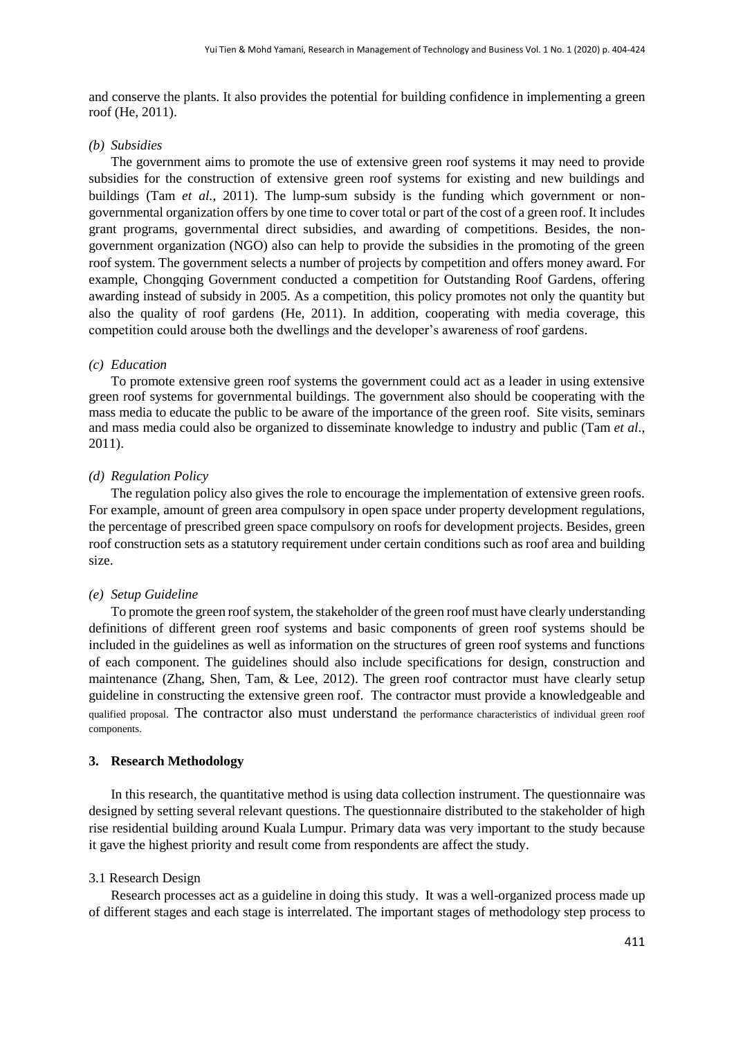and conserve the plants. It also provides the potential for building confidence in implementing a green roof (He, 2011).

*(b) Subsidies*

The government aims to promote the use of extensive green roof systems it may need to provide subsidies for the construction of extensive green roof systems for existing and new buildings and buildings (Tam *et al.*, 2011). The lump-sum subsidy is the funding which government or non-governmental organization offers by one time to cover total or part of the cost of a green roof. It includes grant programs, governmental direct subsidies, and awarding of competitions. Besides, the non-government organization (NGO) also can help to provide the subsidies in the promoting of the green roof system. The government selects a number of projects by competition and offers money award. For example, Chongqing Government conducted a competition for Outstanding Roof Gardens, offering awarding instead of subsidy in 2005. As a competition, this policy promotes not only the quantity but also the quality of roof gardens (He, 2011). In addition, cooperating with media coverage, this competition could arouse both the dwellings and the developer's awareness of roof gardens.

*(c) Education*

To promote extensive green roof systems the government could act as a leader in using extensive green roof systems for governmental buildings. The government also should be cooperating with the mass media to educate the public to be aware of the importance of the green roof. Site visits, seminars and mass media could also be organized to disseminate knowledge to industry and public (Tam *et al*., 2011).

*(d) Regulation Policy*

The regulation policy also gives the role to encourage the implementation of extensive green roofs. For example, amount of green area compulsory in open space under property development regulations, the percentage of prescribed green space compulsory on roofs for development projects. Besides, green roof construction sets as a statutory requirement under certain conditions such as roof area and building size.

*(e) Setup Guideline*

To promote the green roof system, the stakeholder of the green roof must have clearly understanding definitions of different green roof systems and basic components of green roof systems should be included in the guidelines as well as information on the structures of green roof systems and functions of each component. The guidelines should also include specifications for design, construction and maintenance (Zhang, Shen, Tam, & Lee, 2012). The green roof contractor must have clearly setup guideline in constructing the extensive green roof. The contractor must provide a knowledgeable and qualified proposal. The contractor also must understand the performance characteristics of individual green roof components.

## 3. Research Methodology

In this research, the quantitative method is using data collection instrument. The questionnaire was designed by setting several relevant questions. The questionnaire distributed to the stakeholder of high rise residential building around Kuala Lumpur. Primary data was very important to the study because it gave the highest priority and result come from respondents are affect the study.

### 3.1 Research Design

Research processes act as a guideline in doing this study. It was a well-organized process made up of different stages and each stage is interrelated. The important stages of methodology step process to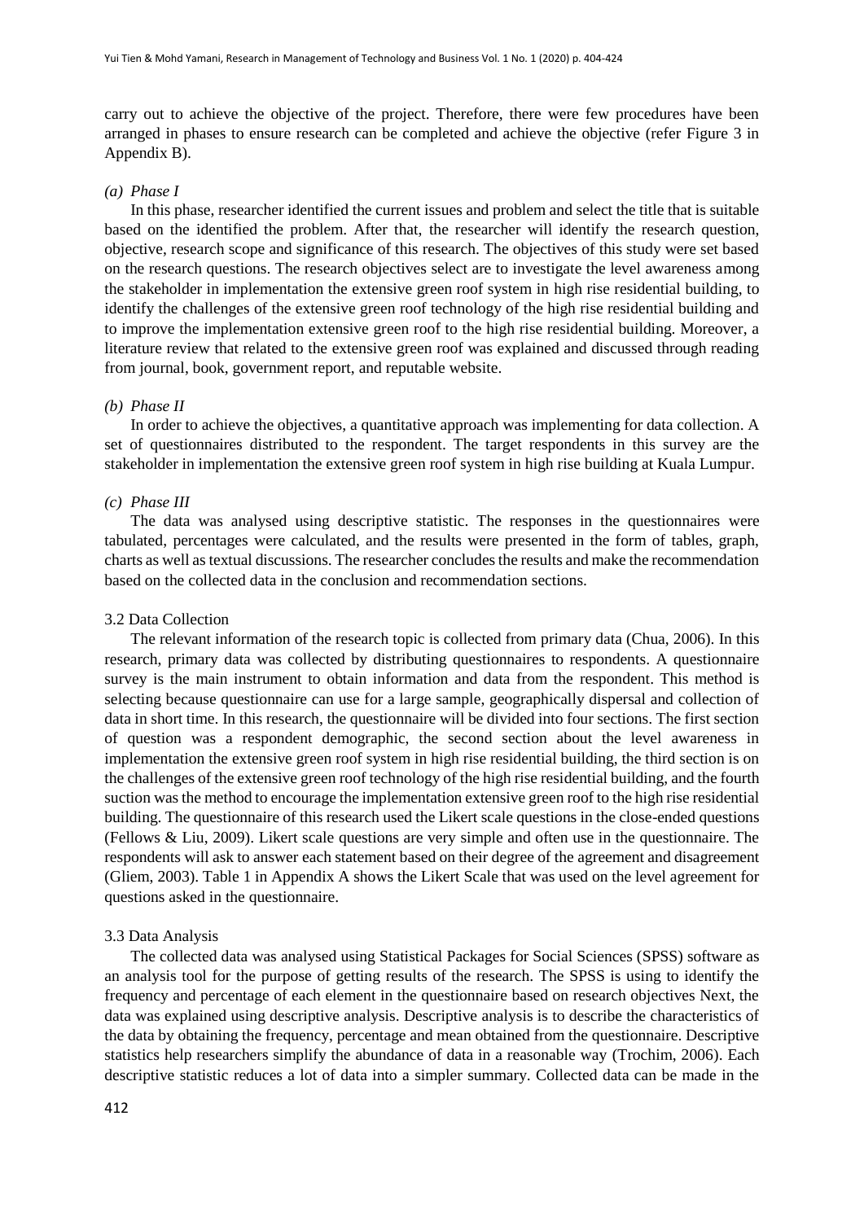carry out to achieve the objective of the project. Therefore, there were few procedures have been arranged in phases to ensure research can be completed and achieve the objective (refer Figure 3 in Appendix B).

*(a) Phase I*

In this phase, researcher identified the current issues and problem and select the title that is suitable based on the identified the problem. After that, the researcher will identify the research question, objective, research scope and significance of this research. The objectives of this study were set based on the research questions. The research objectives select are to investigate the level awareness among the stakeholder in implementation the extensive green roof system in high rise residential building, to identify the challenges of the extensive green roof technology of the high rise residential building and to improve the implementation extensive green roof to the high rise residential building. Moreover, a literature review that related to the extensive green roof was explained and discussed through reading from journal, book, government report, and reputable website.

*(b) Phase II*

In order to achieve the objectives, a quantitative approach was implementing for data collection. A set of questionnaires distributed to the respondent. The target respondents in this survey are the stakeholder in implementation the extensive green roof system in high rise building at Kuala Lumpur.

*(c) Phase III*

The data was analysed using descriptive statistic. The responses in the questionnaires were tabulated, percentages were calculated, and the results were presented in the form of tables, graph, charts as well as textual discussions. The researcher concludes the results and make the recommendation based on the collected data in the conclusion and recommendation sections.

### 3.2 Data Collection

The relevant information of the research topic is collected from primary data (Chua, 2006). In this research, primary data was collected by distributing questionnaires to respondents. A questionnaire survey is the main instrument to obtain information and data from the respondent. This method is selecting because questionnaire can use for a large sample, geographically dispersal and collection of data in short time. In this research, the questionnaire will be divided into four sections. The first section of question was a respondent demographic, the second section about the level awareness in implementation the extensive green roof system in high rise residential building, the third section is on the challenges of the extensive green roof technology of the high rise residential building, and the fourth suction was the method to encourage the implementation extensive green roof to the high rise residential building. The questionnaire of this research used the Likert scale questions in the close-ended questions (Fellows & Liu, 2009). Likert scale questions are very simple and often use in the questionnaire. The respondents will ask to answer each statement based on their degree of the agreement and disagreement (Gliem, 2003). Table 1 in Appendix A shows the Likert Scale that was used on the level agreement for questions asked in the questionnaire.

### 3.3 Data Analysis

The collected data was analysed using Statistical Packages for Social Sciences (SPSS) software as an analysis tool for the purpose of getting results of the research. The SPSS is using to identify the frequency and percentage of each element in the questionnaire based on research objectives Next, the data was explained using descriptive analysis. Descriptive analysis is to describe the characteristics of the data by obtaining the frequency, percentage and mean obtained from the questionnaire. Descriptive statistics help researchers simplify the abundance of data in a reasonable way (Trochim, 2006). Each descriptive statistic reduces a lot of data into a simpler summary. Collected data can be made in the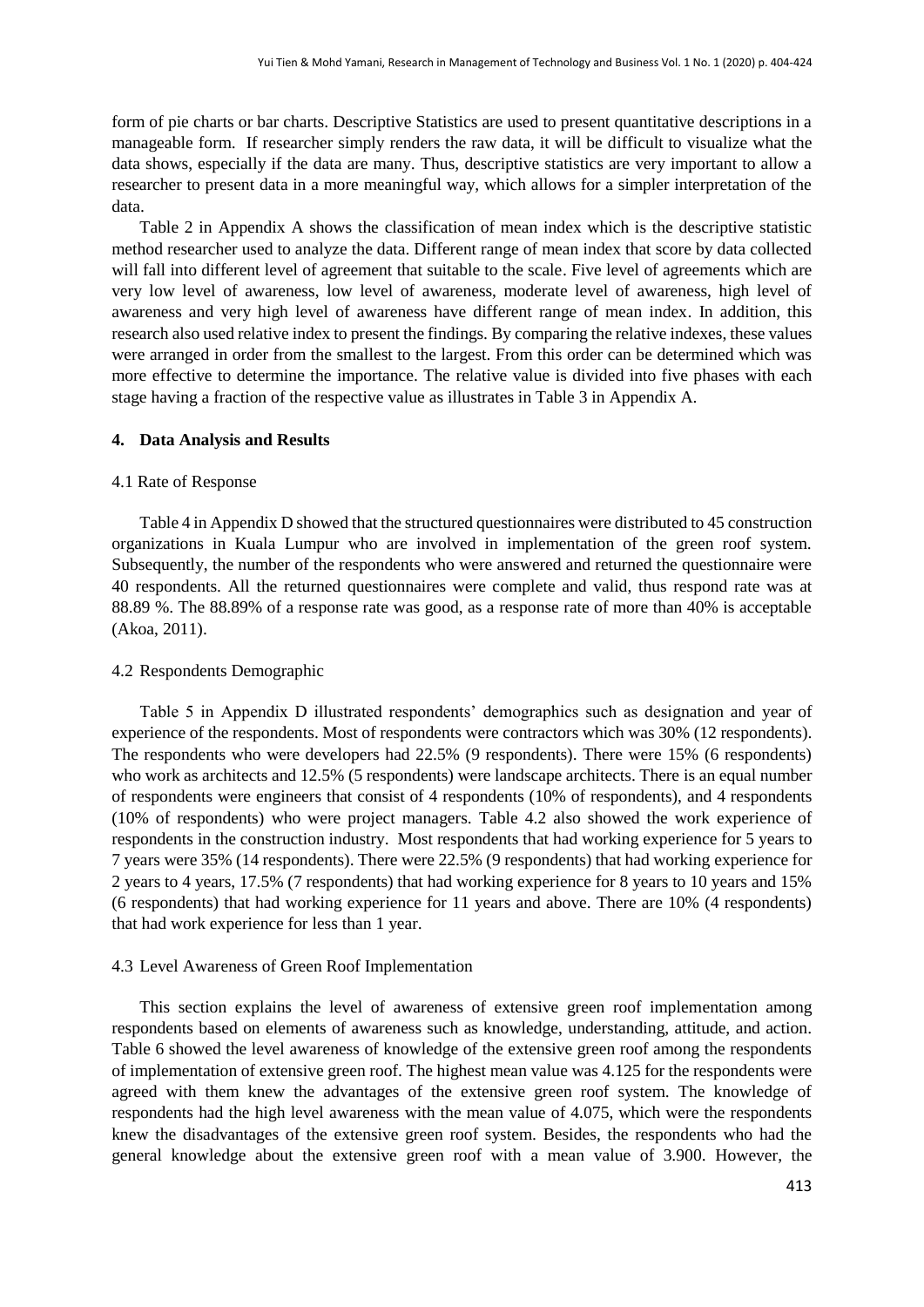form of pie charts or bar charts. Descriptive Statistics are used to present quantitative descriptions in a manageable form. If researcher simply renders the raw data, it will be difficult to visualize what the data shows, especially if the data are many. Thus, descriptive statistics are very important to allow a researcher to present data in a more meaningful way, which allows for a simpler interpretation of the data.

Table 2 in Appendix A shows the classification of mean index which is the descriptive statistic method researcher used to analyze the data. Different range of mean index that score by data collected will fall into different level of agreement that suitable to the scale. Five level of agreements which are very low level of awareness, low level of awareness, moderate level of awareness, high level of awareness and very high level of awareness have different range of mean index. In addition, this research also used relative index to present the findings. By comparing the relative indexes, these values were arranged in order from the smallest to the largest. From this order can be determined which was more effective to determine the importance. The relative value is divided into five phases with each stage having a fraction of the respective value as illustrates in Table 3 in Appendix A.

## 4. Data Analysis and Results

### 4.1 Rate of Response

Table 4 in Appendix D showed that the structured questionnaires were distributed to 45 construction organizations in Kuala Lumpur who are involved in implementation of the green roof system. Subsequently, the number of the respondents who were answered and returned the questionnaire were 40 respondents. All the returned questionnaires were complete and valid, thus respond rate was at 88.89 %. The 88.89% of a response rate was good, as a response rate of more than 40% is acceptable (Akoa, 2011).

### 4.2 Respondents Demographic

Table 5 in Appendix D illustrated respondents' demographics such as designation and year of experience of the respondents. Most of respondents were contractors which was 30% (12 respondents). The respondents who were developers had 22.5% (9 respondents). There were 15% (6 respondents) who work as architects and 12.5% (5 respondents) were landscape architects. There is an equal number of respondents were engineers that consist of 4 respondents (10% of respondents), and 4 respondents (10% of respondents) who were project managers. Table 4.2 also showed the work experience of respondents in the construction industry. Most respondents that had working experience for 5 years to 7 years were 35% (14 respondents). There were 22.5% (9 respondents) that had working experience for 2 years to 4 years, 17.5% (7 respondents) that had working experience for 8 years to 10 years and 15% (6 respondents) that had working experience for 11 years and above. There are 10% (4 respondents) that had work experience for less than 1 year.

### 4.3 Level Awareness of Green Roof Implementation

This section explains the level of awareness of extensive green roof implementation among respondents based on elements of awareness such as knowledge, understanding, attitude, and action. Table 6 showed the level awareness of knowledge of the extensive green roof among the respondents of implementation of extensive green roof. The highest mean value was 4.125 for the respondents were agreed with them knew the advantages of the extensive green roof system. The knowledge of respondents had the high level awareness with the mean value of 4.075, which were the respondents knew the disadvantages of the extensive green roof system. Besides, the respondents who had the general knowledge about the extensive green roof with a mean value of 3.900. However, the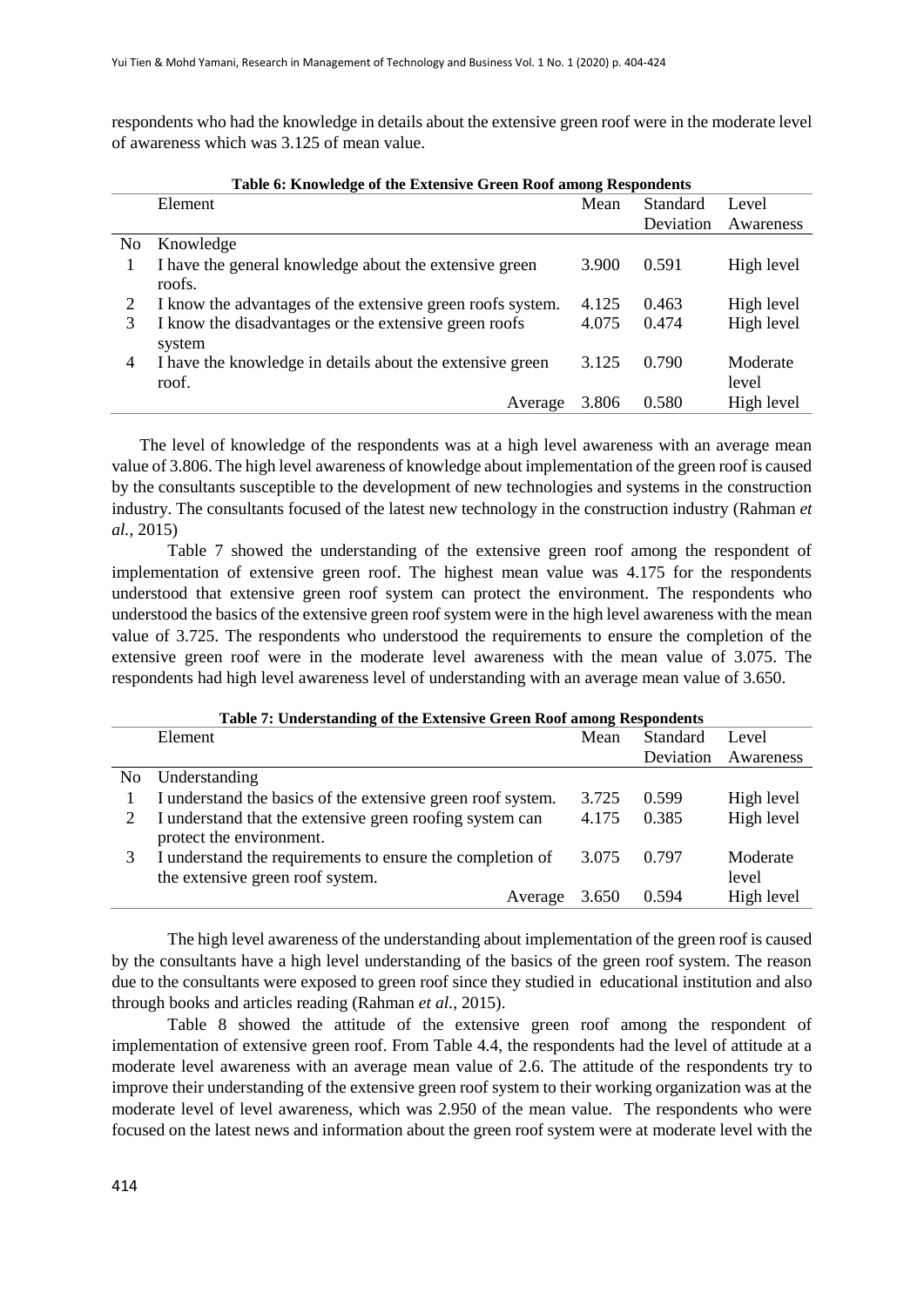respondents who had the knowledge in details about the extensive green roof were in the moderate level of awareness which was 3.125 of mean value.

**Table 6: Knowledge of the Extensive Green Roof among Respondents**

| | Element | Mean | Standard Deviation | Level Awareness |
|---|---|---|---|---|
| No | Knowledge | | | |
| 1 | I have the general knowledge about the extensive green roofs. | 3.900 | 0.591 | High level |
| 2 | I know the advantages of the extensive green roofs system. | 4.125 | 0.463 | High level |
| 3 | I know the disadvantages or the extensive green roofs system | 4.075 | 0.474 | High level |
| 4 | I have the knowledge in details about the extensive green roof. | 3.125 | 0.790 | Moderate level |
| | Average | 3.806 | 0.580 | High level |

The level of knowledge of the respondents was at a high level awareness with an average mean value of 3.806. The high level awareness of knowledge about implementation of the green roof is caused by the consultants susceptible to the development of new technologies and systems in the construction industry. The consultants focused of the latest new technology in the construction industry (Rahman *et al.*, 2015)

Table 7 showed the understanding of the extensive green roof among the respondent of implementation of extensive green roof. The highest mean value was 4.175 for the respondents understood that extensive green roof system can protect the environment. The respondents who understood the basics of the extensive green roof system were in the high level awareness with the mean value of 3.725. The respondents who understood the requirements to ensure the completion of the extensive green roof were in the moderate level awareness with the mean value of 3.075. The respondents had high level awareness level of understanding with an average mean value of 3.650.

**Table 7: Understanding of the Extensive Green Roof among Respondents**

| | Element | Mean | Standard Deviation | Level Awareness |
|---|---|---|---|---|
| No | Understanding | | | |
| 1 | I understand the basics of the extensive green roof system. | 3.725 | 0.599 | High level |
| 2 | I understand that the extensive green roofing system can protect the environment. | 4.175 | 0.385 | High level |
| 3 | I understand the requirements to ensure the completion of the extensive green roof system. | 3.075 | 0.797 | Moderate level |
| | Average | 3.650 | 0.594 | High level |

The high level awareness of the understanding about implementation of the green roof is caused by the consultants have a high level understanding of the basics of the green roof system. The reason due to the consultants were exposed to green roof since they studied in educational institution and also through books and articles reading (Rahman *et al.*, 2015).

Table 8 showed the attitude of the extensive green roof among the respondent of implementation of extensive green roof. From Table 4.4, the respondents had the level of attitude at a moderate level awareness with an average mean value of 2.6. The attitude of the respondents try to improve their understanding of the extensive green roof system to their working organization was at the moderate level of level awareness, which was 2.950 of the mean value. The respondents who were focused on the latest news and information about the green roof system were at moderate level with the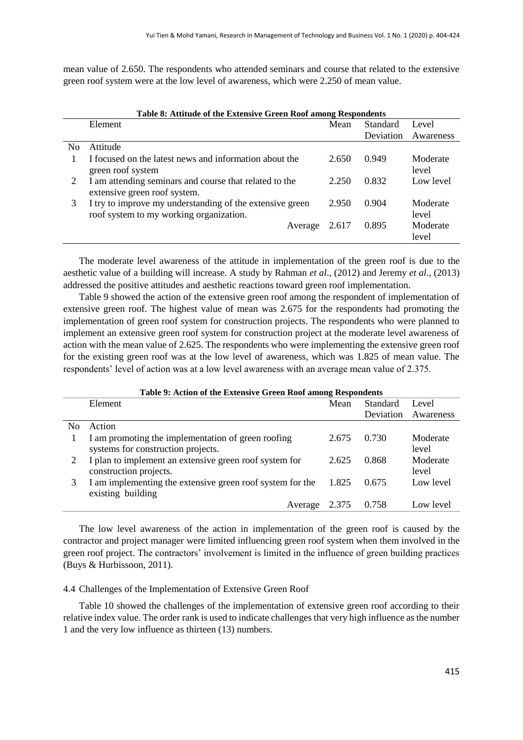mean value of 2.650. The respondents who attended seminars and course that related to the extensive green roof system were at the low level of awareness, which were 2.250 of mean value.

**Table 8: Attitude of the Extensive Green Roof among Respondents**

| | Element | Mean | Standard Deviation | Level Awareness |
|---|---|---|---|---|
| No | Attitude | | | |
| 1 | I focused on the latest news and information about the green roof system | 2.650 | 0.949 | Moderate level |
| 2 | I am attending seminars and course that related to the extensive green roof system. | 2.250 | 0.832 | Low level |
| 3 | I try to improve my understanding of the extensive green roof system to my working organization. | 2.950 | 0.904 | Moderate level |
| | Average | 2.617 | 0.895 | Moderate level |

The moderate level awareness of the attitude in implementation of the green roof is due to the aesthetic value of a building will increase. A study by Rahman *et al*., (2012) and Jeremy *et al*., (2013) addressed the positive attitudes and aesthetic reactions toward green roof implementation.

Table 9 showed the action of the extensive green roof among the respondent of implementation of extensive green roof. The highest value of mean was 2.675 for the respondents had promoting the implementation of green roof system for construction projects. The respondents who were planned to implement an extensive green roof system for construction project at the moderate level awareness of action with the mean value of 2.625. The respondents who were implementing the extensive green roof for the existing green roof was at the low level of awareness, which was 1.825 of mean value. The respondents' level of action was at a low level awareness with an average mean value of 2.375.

**Table 9: Action of the Extensive Green Roof among Respondents**

| | Element | Mean | Standard Deviation | Level Awareness |
|---|---|---|---|---|
| No | Action | | | |
| 1 | I am promoting the implementation of green roofing systems for construction projects. | 2.675 | 0.730 | Moderate level |
| 2 | I plan to implement an extensive green roof system for construction projects. | 2.625 | 0.868 | Moderate level |
| 3 | I am implementing the extensive green roof system for the existing building | 1.825 | 0.675 | Low level |
| | Average | 2.375 | 0.758 | Low level |

The low level awareness of the action in implementation of the green roof is caused by the contractor and project manager were limited influencing green roof system when them involved in the green roof project. The contractors' involvement is limited in the influence of green building practices (Buys & Hurbissoon, 2011).

### 4.4 Challenges of the Implementation of Extensive Green Roof

Table 10 showed the challenges of the implementation of extensive green roof according to their relative index value. The order rank is used to indicate challenges that very high influence as the number 1 and the very low influence as thirteen (13) numbers.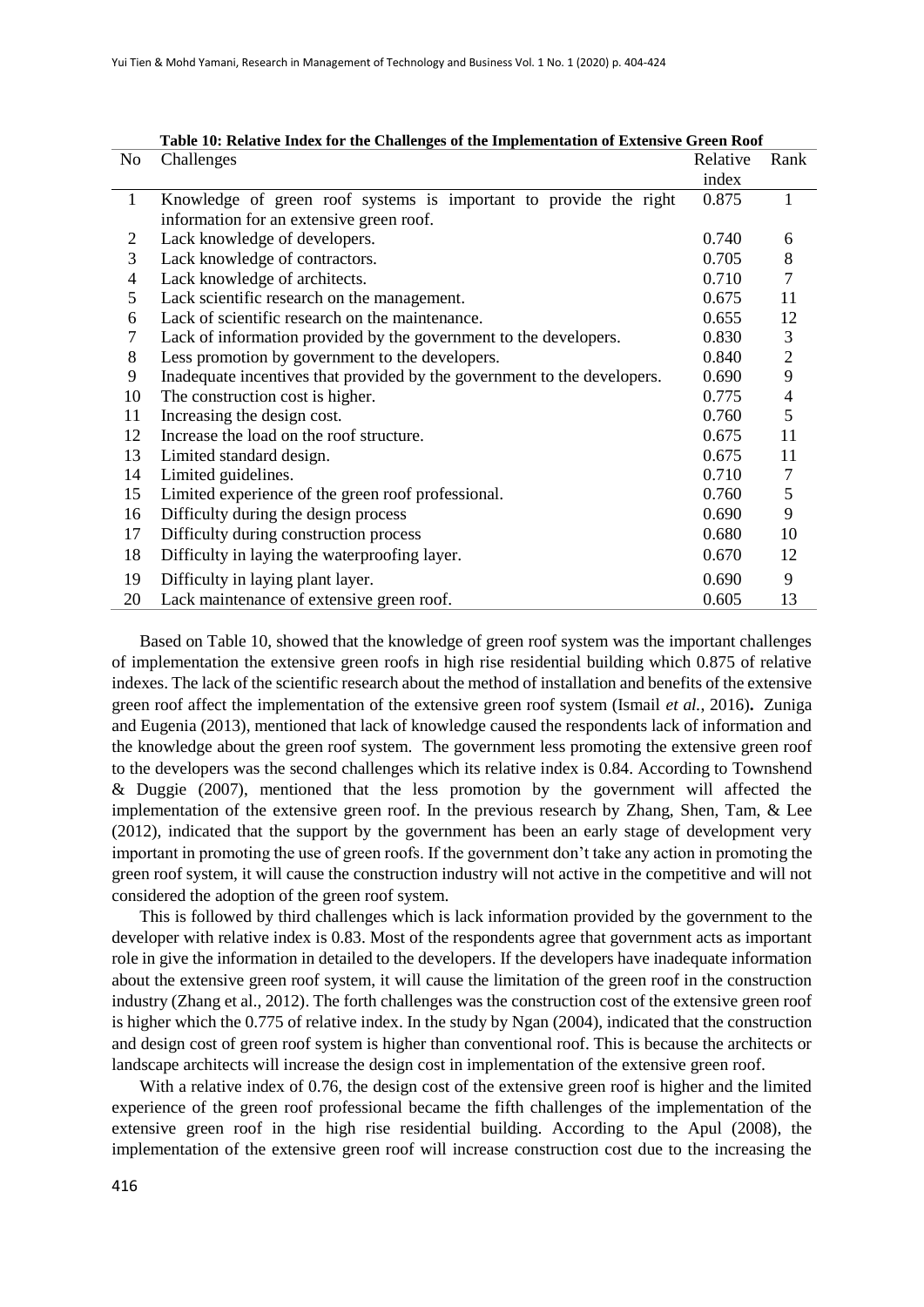**Table 10: Relative Index for the Challenges of the Implementation of Extensive Green Roof**

| No | Challenges | Relative index | Rank |
|---|---|---|---|
| 1 | Knowledge of green roof systems is important to provide the right information for an extensive green roof. | 0.875 | 1 |
| 2 | Lack knowledge of developers. | 0.740 | 6 |
| 3 | Lack knowledge of contractors. | 0.705 | 8 |
| 4 | Lack knowledge of architects. | 0.710 | 7 |
| 5 | Lack scientific research on the management. | 0.675 | 11 |
| 6 | Lack of scientific research on the maintenance. | 0.655 | 12 |
| 7 | Lack of information provided by the government to the developers. | 0.830 | 3 |
| 8 | Less promotion by government to the developers. | 0.840 | 2 |
| 9 | Inadequate incentives that provided by the government to the developers. | 0.690 | 9 |
| 10 | The construction cost is higher. | 0.775 | 4 |
| 11 | Increasing the design cost. | 0.760 | 5 |
| 12 | Increase the load on the roof structure. | 0.675 | 11 |
| 13 | Limited standard design. | 0.675 | 11 |
| 14 | Limited guidelines. | 0.710 | 7 |
| 15 | Limited experience of the green roof professional. | 0.760 | 5 |
| 16 | Difficulty during the design process | 0.690 | 9 |
| 17 | Difficulty during construction process | 0.680 | 10 |
| 18 | Difficulty in laying the waterproofing layer. | 0.670 | 12 |
| 19 | Difficulty in laying plant layer. | 0.690 | 9 |
| 20 | Lack maintenance of extensive green roof. | 0.605 | 13 |

Based on Table 10, showed that the knowledge of green roof system was the important challenges of implementation the extensive green roofs in high rise residential building which 0.875 of relative indexes. The lack of the scientific research about the method of installation and benefits of the extensive green roof affect the implementation of the extensive green roof system (Ismail *et al.*, 2016). Zuniga and Eugenia (2013), mentioned that lack of knowledge caused the respondents lack of information and the knowledge about the green roof system. The government less promoting the extensive green roof to the developers was the second challenges which its relative index is 0.84. According to Townshend & Duggie (2007), mentioned that the less promotion by the government will affected the implementation of the extensive green roof. In the previous research by Zhang, Shen, Tam, & Lee (2012), indicated that the support by the government has been an early stage of development very important in promoting the use of green roofs. If the government don't take any action in promoting the green roof system, it will cause the construction industry will not active in the competitive and will not considered the adoption of the green roof system.

This is followed by third challenges which is lack information provided by the government to the developer with relative index is 0.83. Most of the respondents agree that government acts as important role in give the information in detailed to the developers. If the developers have inadequate information about the extensive green roof system, it will cause the limitation of the green roof in the construction industry (Zhang et al., 2012). The forth challenges was the construction cost of the extensive green roof is higher which the 0.775 of relative index. In the study by Ngan (2004), indicated that the construction and design cost of green roof system is higher than conventional roof. This is because the architects or landscape architects will increase the design cost in implementation of the extensive green roof.

With a relative index of 0.76, the design cost of the extensive green roof is higher and the limited experience of the green roof professional became the fifth challenges of the implementation of the extensive green roof in the high rise residential building. According to the Apul (2008), the implementation of the extensive green roof will increase construction cost due to the increasing the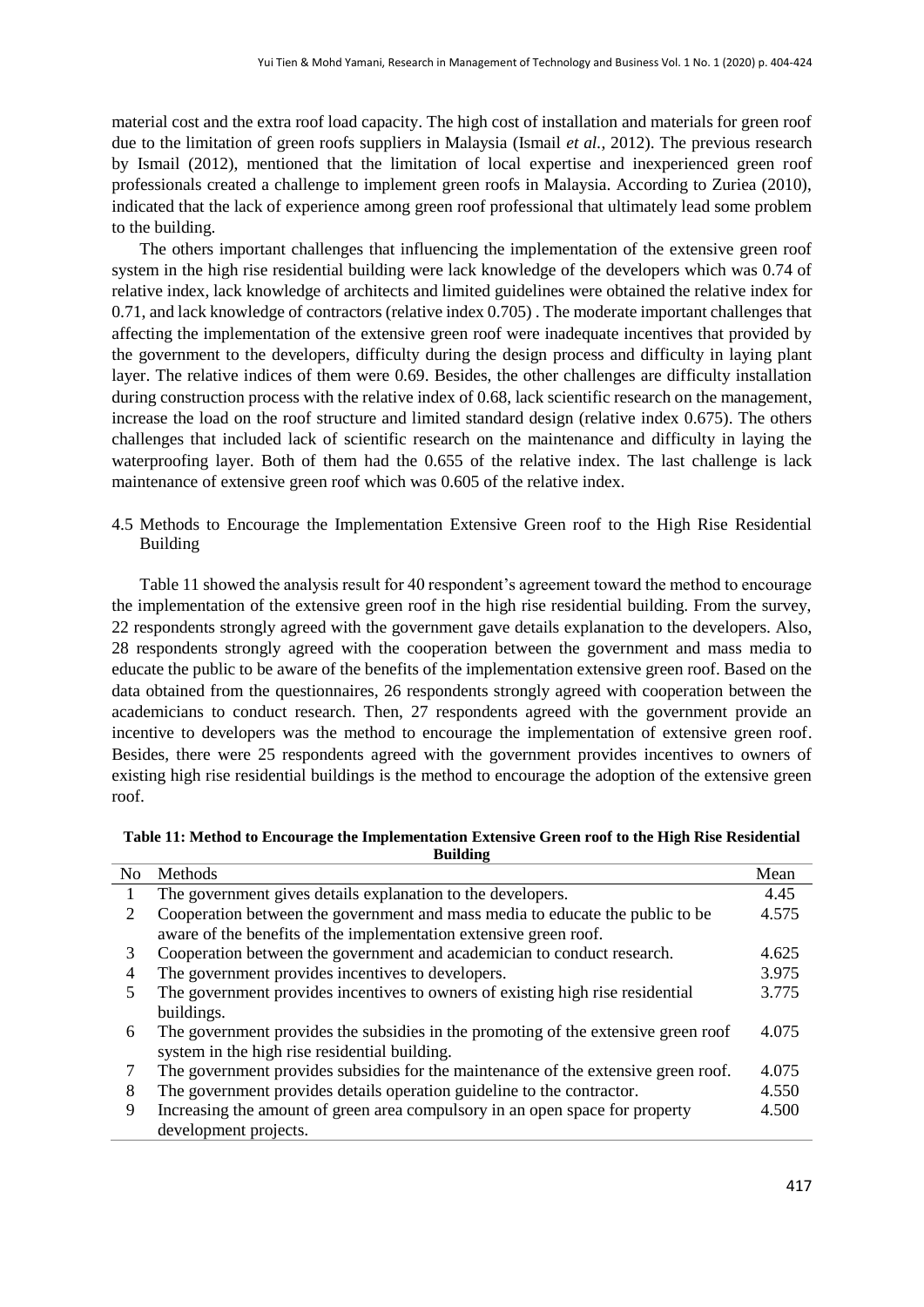material cost and the extra roof load capacity. The high cost of installation and materials for green roof due to the limitation of green roofs suppliers in Malaysia (Ismail *et al.*, 2012). The previous research by Ismail (2012), mentioned that the limitation of local expertise and inexperienced green roof professionals created a challenge to implement green roofs in Malaysia. According to Zuriea (2010), indicated that the lack of experience among green roof professional that ultimately lead some problem to the building.

The others important challenges that influencing the implementation of the extensive green roof system in the high rise residential building were lack knowledge of the developers which was 0.74 of relative index, lack knowledge of architects and limited guidelines were obtained the relative index for 0.71, and lack knowledge of contractors (relative index 0.705) . The moderate important challenges that affecting the implementation of the extensive green roof were inadequate incentives that provided by the government to the developers, difficulty during the design process and difficulty in laying plant layer. The relative indices of them were 0.69. Besides, the other challenges are difficulty installation during construction process with the relative index of 0.68, lack scientific research on the management, increase the load on the roof structure and limited standard design (relative index 0.675). The others challenges that included lack of scientific research on the maintenance and difficulty in laying the waterproofing layer. Both of them had the 0.655 of the relative index. The last challenge is lack maintenance of extensive green roof which was 0.605 of the relative index.

## 4.5 Methods to Encourage the Implementation Extensive Green roof to the High Rise Residential Building

Table 11 showed the analysis result for 40 respondent's agreement toward the method to encourage the implementation of the extensive green roof in the high rise residential building. From the survey, 22 respondents strongly agreed with the government gave details explanation to the developers. Also, 28 respondents strongly agreed with the cooperation between the government and mass media to educate the public to be aware of the benefits of the implementation extensive green roof. Based on the data obtained from the questionnaires, 26 respondents strongly agreed with cooperation between the academicians to conduct research. Then, 27 respondents agreed with the government provide an incentive to developers was the method to encourage the implementation of extensive green roof. Besides, there were 25 respondents agreed with the government provides incentives to owners of existing high rise residential buildings is the method to encourage the adoption of the extensive green roof.

**Table 11: Method to Encourage the Implementation Extensive Green roof to the High Rise Residential Building**

| No | Methods | Mean |
|---|---|---|
| 1 | The government gives details explanation to the developers. | 4.45 |
| 2 | Cooperation between the government and mass media to educate the public to be aware of the benefits of the implementation extensive green roof. | 4.575 |
| 3 | Cooperation between the government and academician to conduct research. | 4.625 |
| 4 | The government provides incentives to developers. | 3.975 |
| 5 | The government provides incentives to owners of existing high rise residential buildings. | 3.775 |
| 6 | The government provides the subsidies in the promoting of the extensive green roof system in the high rise residential building. | 4.075 |
| 7 | The government provides subsidies for the maintenance of the extensive green roof. | 4.075 |
| 8 | The government provides details operation guideline to the contractor. | 4.550 |
| 9 | Increasing the amount of green area compulsory in an open space for property development projects. | 4.500 |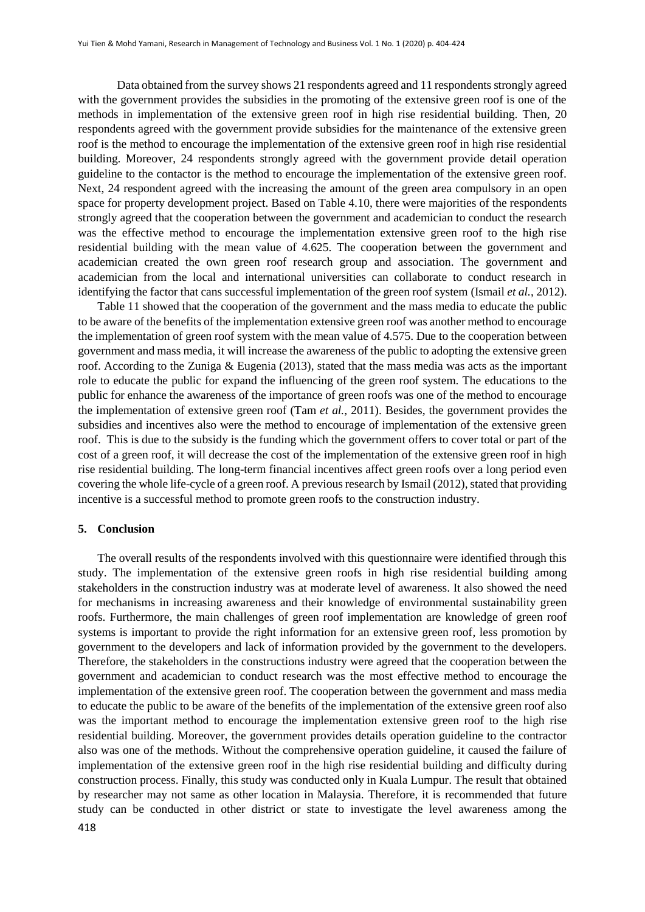Data obtained from the survey shows 21 respondents agreed and 11 respondents strongly agreed with the government provides the subsidies in the promoting of the extensive green roof is one of the methods in implementation of the extensive green roof in high rise residential building. Then, 20 respondents agreed with the government provide subsidies for the maintenance of the extensive green roof is the method to encourage the implementation of the extensive green roof in high rise residential building. Moreover, 24 respondents strongly agreed with the government provide detail operation guideline to the contactor is the method to encourage the implementation of the extensive green roof. Next, 24 respondent agreed with the increasing the amount of the green area compulsory in an open space for property development project. Based on Table 4.10, there were majorities of the respondents strongly agreed that the cooperation between the government and academician to conduct the research was the effective method to encourage the implementation extensive green roof to the high rise residential building with the mean value of 4.625. The cooperation between the government and academician created the own green roof research group and association. The government and academician from the local and international universities can collaborate to conduct research in identifying the factor that cans successful implementation of the green roof system (Ismail *et al.*, 2012).

Table 11 showed that the cooperation of the government and the mass media to educate the public to be aware of the benefits of the implementation extensive green roof was another method to encourage the implementation of green roof system with the mean value of 4.575. Due to the cooperation between government and mass media, it will increase the awareness of the public to adopting the extensive green roof. According to the Zuniga & Eugenia (2013), stated that the mass media was acts as the important role to educate the public for expand the influencing of the green roof system. The educations to the public for enhance the awareness of the importance of green roofs was one of the method to encourage the implementation of extensive green roof (Tam *et al.*, 2011). Besides, the government provides the subsidies and incentives also were the method to encourage of implementation of the extensive green roof. This is due to the subsidy is the funding which the government offers to cover total or part of the cost of a green roof, it will decrease the cost of the implementation of the extensive green roof in high rise residential building. The long-term financial incentives affect green roofs over a long period even covering the whole life-cycle of a green roof. A previous research by Ismail (2012), stated that providing incentive is a successful method to promote green roofs to the construction industry.

## 5. Conclusion

The overall results of the respondents involved with this questionnaire were identified through this study. The implementation of the extensive green roofs in high rise residential building among stakeholders in the construction industry was at moderate level of awareness. It also showed the need for mechanisms in increasing awareness and their knowledge of environmental sustainability green roofs. Furthermore, the main challenges of green roof implementation are knowledge of green roof systems is important to provide the right information for an extensive green roof, less promotion by government to the developers and lack of information provided by the government to the developers. Therefore, the stakeholders in the constructions industry were agreed that the cooperation between the government and academician to conduct research was the most effective method to encourage the implementation of the extensive green roof. The cooperation between the government and mass media to educate the public to be aware of the benefits of the implementation of the extensive green roof also was the important method to encourage the implementation extensive green roof to the high rise residential building. Moreover, the government provides details operation guideline to the contractor also was one of the methods. Without the comprehensive operation guideline, it caused the failure of implementation of the extensive green roof in the high rise residential building and difficulty during construction process. Finally, this study was conducted only in Kuala Lumpur. The result that obtained by researcher may not same as other location in Malaysia. Therefore, it is recommended that future study can be conducted in other district or state to investigate the level awareness among the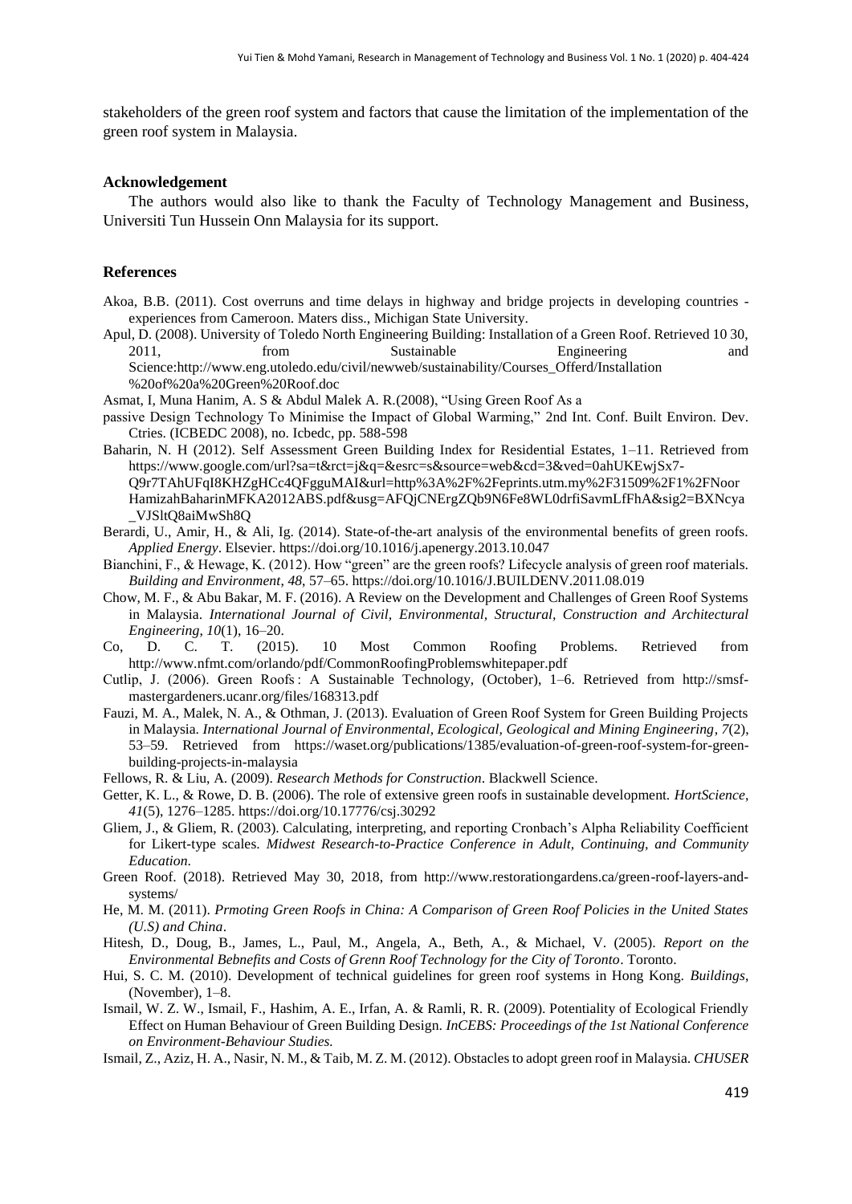stakeholders of the green roof system and factors that cause the limitation of the implementation of the green roof system in Malaysia.

### Acknowledgement

The authors would also like to thank the Faculty of Technology Management and Business, Universiti Tun Hussein Onn Malaysia for its support.

### References

Akoa, B.B. (2011). Cost overruns and time delays in highway and bridge projects in developing countries - experiences from Cameroon. Maters diss., Michigan State University.

Apul, D. (2008). University of Toledo North Engineering Building: Installation of a Green Roof. Retrieved 10 30, 2011, from Sustainable Engineering and Science:http://www.eng.utoledo.edu/civil/newweb/sustainability/Courses_Offerd/Installation %20of%20a%20Green%20Roof.doc

Asmat, I, Muna Hanim, A. S & Abdul Malek A. R.(2008), "Using Green Roof As a

passive Design Technology To Minimise the Impact of Global Warming," 2nd Int. Conf. Built Environ. Dev. Ctries. (ICBEDC 2008), no. Icbedc, pp. 588-598

Baharin, N. H (2012). Self Assessment Green Building Index for Residential Estates, 1–11. Retrieved from https://www.google.com/url?sa=t&rct=j&q=&esrc=s&source=web&cd=3&ved=0ahUKEwjSx7-Q9r7TAhUFqI8KHZgHCc4QFgguMAI&url=http%3A%2F%2Feprints.utm.my%2F31509%2F1%2FNoorHamizahBaharinMFKA2012ABS.pdf&usg=AFQjCNErgZQb9N6Fe8WL0drfiSavmLfFhA&sig2=BXNcya_VJSltQ8aiMwSh8Q

Berardi, U., Amir, H., & Ali, Ig. (2014). State-of-the-art analysis of the environmental benefits of green roofs. *Applied Energy*. Elsevier. https://doi.org/10.1016/j.apenergy.2013.10.047

Bianchini, F., & Hewage, K. (2012). How "green" are the green roofs? Lifecycle analysis of green roof materials. *Building and Environment*, *48*, 57–65. https://doi.org/10.1016/J.BUILDENV.2011.08.019

Chow, M. F., & Abu Bakar, M. F. (2016). A Review on the Development and Challenges of Green Roof Systems in Malaysia. *International Journal of Civil, Environmental, Structural, Construction and Architectural Engineering*, *10*(1), 16–20.

Co, D. C. T. (2015). 10 Most Common Roofing Problems. Retrieved from http://www.nfmt.com/orlando/pdf/CommonRoofingProblemswhitepaper.pdf

Cutlip, J. (2006). Green Roofs : A Sustainable Technology, (October), 1–6. Retrieved from http://smsf-mastergardeners.ucanr.org/files/168313.pdf

Fauzi, M. A., Malek, N. A., & Othman, J. (2013). Evaluation of Green Roof System for Green Building Projects in Malaysia. *International Journal of Environmental, Ecological, Geological and Mining Engineering*, *7*(2), 53–59. Retrieved from https://waset.org/publications/1385/evaluation-of-green-roof-system-for-green-building-projects-in-malaysia

Fellows, R. & Liu, A. (2009). *Research Methods for Construction*. Blackwell Science.

Getter, K. L., & Rowe, D. B. (2006). The role of extensive green roofs in sustainable development. *HortScience*, *41*(5), 1276–1285. https://doi.org/10.17776/csj.30292

Gliem, J., & Gliem, R. (2003). Calculating, interpreting, and reporting Cronbach's Alpha Reliability Coefficient for Likert-type scales. *Midwest Research-to-Practice Conference in Adult, Continuing, and Community Education*.

Green Roof. (2018). Retrieved May 30, 2018, from http://www.restorationgardens.ca/green-roof-layers-and-systems/

He, M. M. (2011). *Prmoting Green Roofs in China: A Comparison of Green Roof Policies in the United States (U.S) and China*.

Hitesh, D., Doug, B., James, L., Paul, M., Angela, A., Beth, A., & Michael, V. (2005). *Report on the Environmental Bebnefits and Costs of Grenn Roof Technology for the City of Toronto*. Toronto.

Hui, S. C. M. (2010). Development of technical guidelines for green roof systems in Hong Kong. *Buildings*, (November), 1–8.

Ismail, W. Z. W., Ismail, F., Hashim, A. E., Irfan, A. & Ramli, R. R. (2009). Potentiality of Ecological Friendly Effect on Human Behaviour of Green Building Design. *InCEBS: Proceedings of the 1st National Conference on Environment-Behaviour Studies.*

Ismail, Z., Aziz, H. A., Nasir, N. M., & Taib, M. Z. M. (2012). Obstacles to adopt green roof in Malaysia. *CHUSER*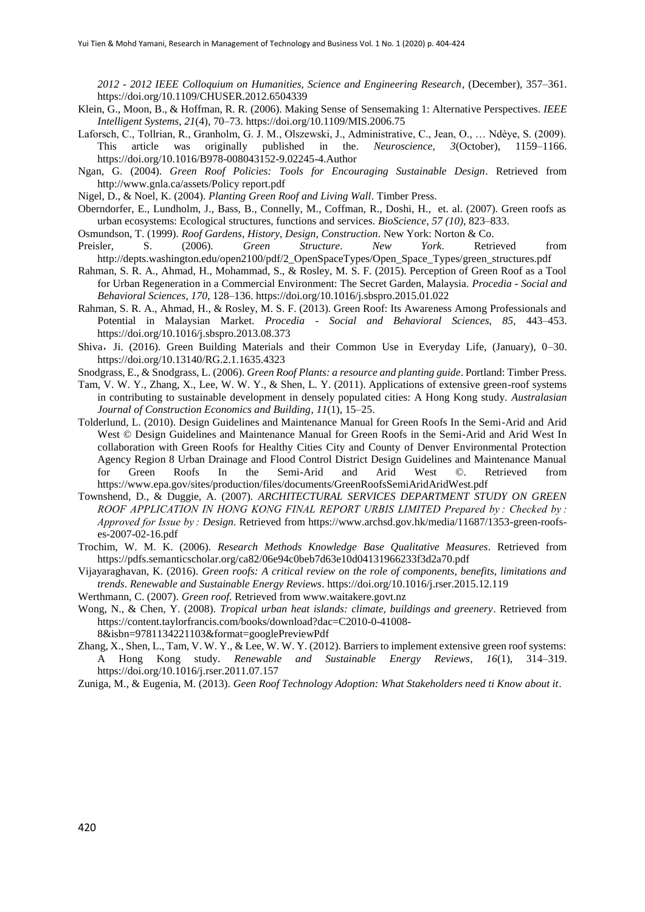*2012 - 2012 IEEE Colloquium on Humanities, Science and Engineering Research*, (December), 357–361. https://doi.org/10.1109/CHUSER.2012.6504339

Klein, G., Moon, B., & Hoffman, R. R. (2006). Making Sense of Sensemaking 1: Alternative Perspectives. *IEEE Intelligent Systems*, *21*(4), 70–73. https://doi.org/10.1109/MIS.2006.75

Laforsch, C., Tollrian, R., Granholm, G. J. M., Olszewski, J., Administrative, C., Jean, O., … Ndèye, S. (2009). This article was originally published in the. *Neuroscience*, *3*(October), 1159–1166. https://doi.org/10.1016/B978-008043152-9.02245-4.Author

Ngan, G. (2004). *Green Roof Policies: Tools for Encouraging Sustainable Design*. Retrieved from http://www.gnla.ca/assets/Policy report.pdf

Nigel, D., & Noel, K. (2004). *Planting Green Roof and Living Wall*. Timber Press.

Oberndorfer, E., Lundholm, J., Bass, B., Connelly, M., Coffman, R., Doshi, H., et. al. (2007). Green roofs as urban ecosystems: Ecological structures, functions and services. *BioScience*, *57 (10)*, 823–833.

Osmundson, T. (1999). *Roof Gardens, History, Design, Construction*. New York: Norton & Co.

Preisler, S. (2006). *Green Structure*. *New York*. Retrieved from http://depts.washington.edu/open2100/pdf/2_OpenSpaceTypes/Open_Space_Types/green_structures.pdf

Rahman, S. R. A., Ahmad, H., Mohammad, S., & Rosley, M. S. F. (2015). Perception of Green Roof as a Tool for Urban Regeneration in a Commercial Environment: The Secret Garden, Malaysia. *Procedia - Social and Behavioral Sciences*, *170*, 128–136. https://doi.org/10.1016/j.sbspro.2015.01.022

Rahman, S. R. A., Ahmad, H., & Rosley, M. S. F. (2013). Green Roof: Its Awareness Among Professionals and Potential in Malaysian Market. *Procedia - Social and Behavioral Sciences*, *85*, 443–453. https://doi.org/10.1016/j.sbspro.2013.08.373

Shiva，Ji. (2016). Green Building Materials and their Common Use in Everyday Life, (January), 0–30. https://doi.org/10.13140/RG.2.1.1635.4323

Snodgrass, E., & Snodgrass, L. (2006). *Green Roof Plants: a resource and planting guide*. Portland: Timber Press.

Tam, V. W. Y., Zhang, X., Lee, W. W. Y., & Shen, L. Y. (2011). Applications of extensive green-roof systems in contributing to sustainable development in densely populated cities: A Hong Kong study. *Australasian Journal of Construction Economics and Building*, *11*(1), 15–25.

Tolderlund, L. (2010). Design Guidelines and Maintenance Manual for Green Roofs In the Semi-Arid and Arid West © Design Guidelines and Maintenance Manual for Green Roofs in the Semi-Arid and Arid West In collaboration with Green Roofs for Healthy Cities City and County of Denver Environmental Protection Agency Region 8 Urban Drainage and Flood Control District Design Guidelines and Maintenance Manual for Green Roofs In the Semi-Arid and Arid West ©. Retrieved from https://www.epa.gov/sites/production/files/documents/GreenRoofsSemiAridAridWest.pdf

Townshend, D., & Duggie, A. (2007). *ARCHITECTURAL SERVICES DEPARTMENT STUDY ON GREEN ROOF APPLICATION IN HONG KONG FINAL REPORT URBIS LIMITED Prepared by : Checked by : Approved for Issue by : Design*. Retrieved from https://www.archsd.gov.hk/media/11687/1353-green-roofs-es-2007-02-16.pdf

Trochim, W. M. K. (2006). *Research Methods Knowledge Base Qualitative Measures*. Retrieved from https://pdfs.semanticscholar.org/ca82/06e94c0beb7d63e10d04131966233f3d2a70.pdf

Vijayaraghavan, K. (2016). *Green roofs: A critical review on the role of components, benefits, limitations and trends*. *Renewable and Sustainable Energy Reviews*. https://doi.org/10.1016/j.rser.2015.12.119

Werthmann, C. (2007). *Green roof*. Retrieved from www.waitakere.govt.nz

Wong, N., & Chen, Y. (2008). *Tropical urban heat islands: climate, buildings and greenery*. Retrieved from https://content.taylorfrancis.com/books/download?dac=C2010-0-41008-8&isbn=9781134221103&format=googlePreviewPdf

Zhang, X., Shen, L., Tam, V. W. Y., & Lee, W. W. Y. (2012). Barriers to implement extensive green roof systems: A Hong Kong study. *Renewable and Sustainable Energy Reviews*, *16*(1), 314–319. https://doi.org/10.1016/j.rser.2011.07.157

Zuniga, M., & Eugenia, M. (2013). *Geen Roof Technology Adoption: What Stakeholders need ti Know about it*.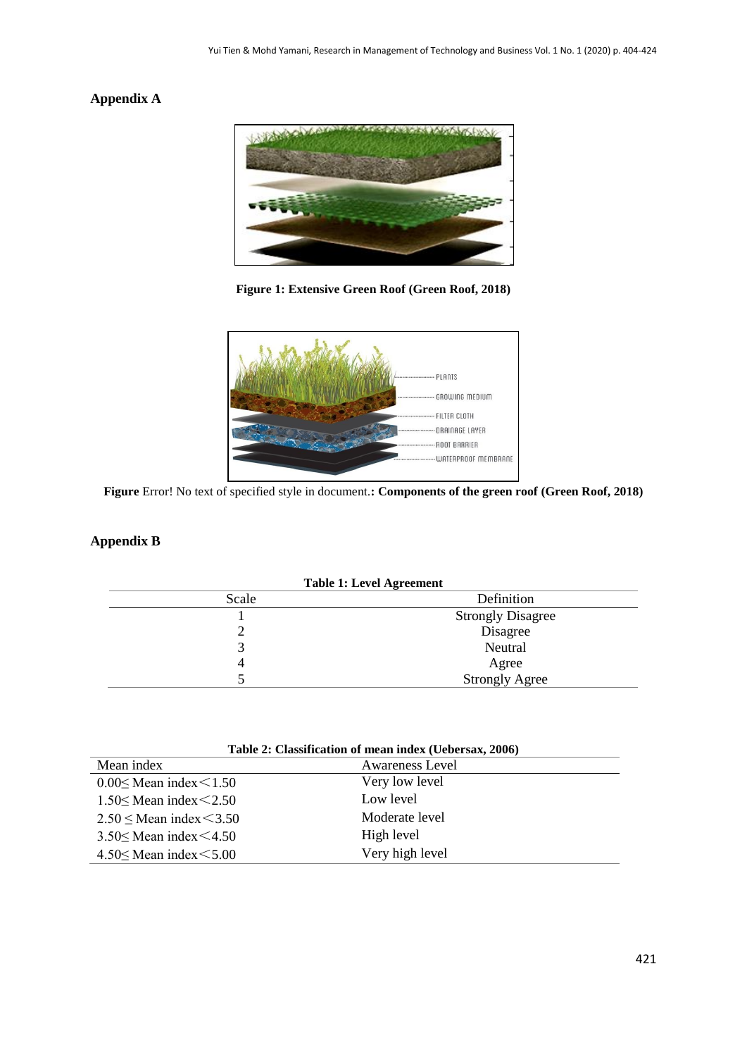## Appendix A

**Figure 1: Extensive Green Roof (Green Roof, 2018)**

**Figure** Error! No text of specified style in document.**: Components of the green roof (Green Roof, 2018)**

## Appendix B

**Table 1: Level Agreement**

| Scale | Definition |
|---|---|
| 1 | Strongly Disagree |
| 2 | Disagree |
| 3 | Neutral |
| 4 | Agree |
| 5 | Strongly Agree |

**Table 2: Classification of mean index (Uebersax, 2006)**

| Mean index | Awareness Level |
|---|---|
| 0.00≤ Mean index＜1.50 | Very low level |
| 1.50≤ Mean index＜2.50 | Low level |
| 2.50 ≤ Mean index＜3.50 | Moderate level |
| 3.50≤ Mean index＜4.50 | High level |
| 4.50≤ Mean index＜5.00 | Very high level |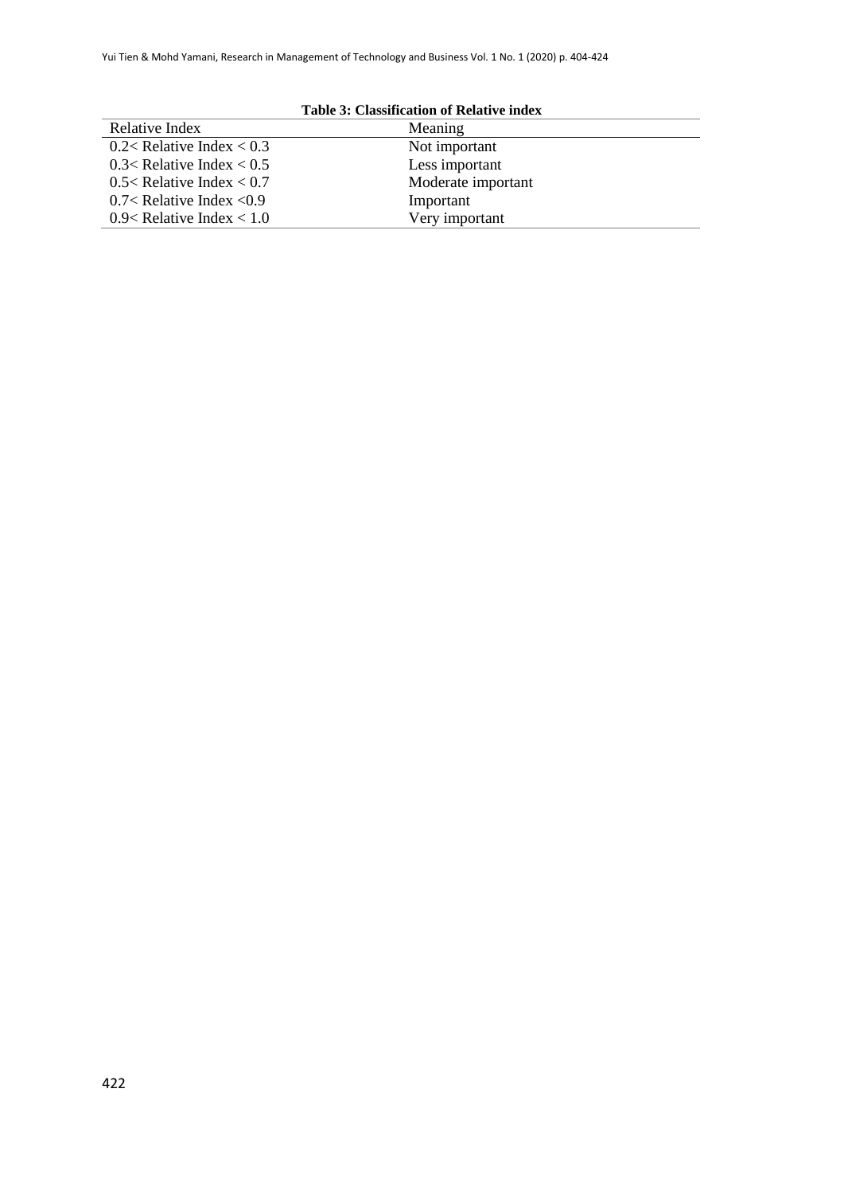**Table 3: Classification of Relative index**

| Relative Index | Meaning |
|---|---|
| 0.2< Relative Index < 0.3 | Not important |
| 0.3< Relative Index < 0.5 | Less important |
| 0.5< Relative Index < 0.7 | Moderate important |
| 0.7< Relative Index <0.9 | Important |
| 0.9< Relative Index < 1.0 | Very important |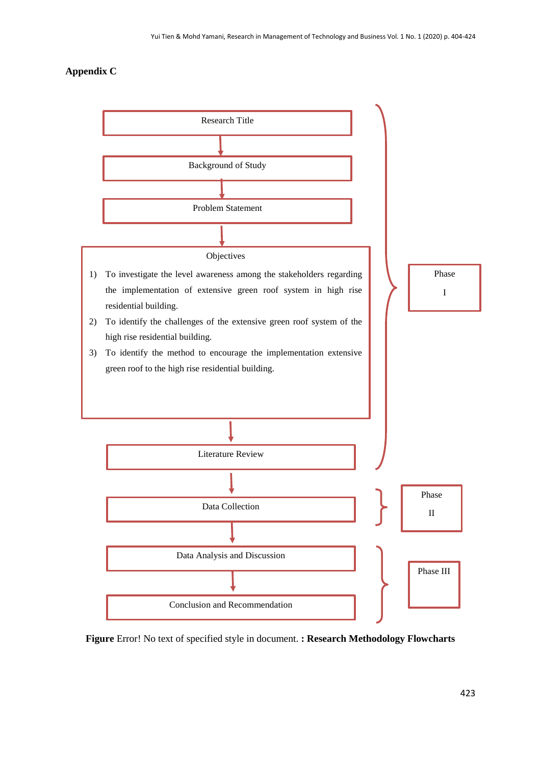## Appendix C

Research Title

↓

Background of Study

↓

Problem Statement

↓

Objectives

1) To investigate the level awareness among the stakeholders regarding the implementation of extensive green roof system in high rise residential building.
2) To identify the challenges of the extensive green roof system of the high rise residential building.
3) To identify the method to encourage the implementation extensive green roof to the high rise residential building.

↓

Literature Review

(Phase I)

↓

Data Collection

(Phase II)

↓

Data Analysis and Discussion

↓

Conclusion and Recommendation

(Phase III)

**Figure** Error! No text of specified style in document. **: Research Methodology Flowcharts**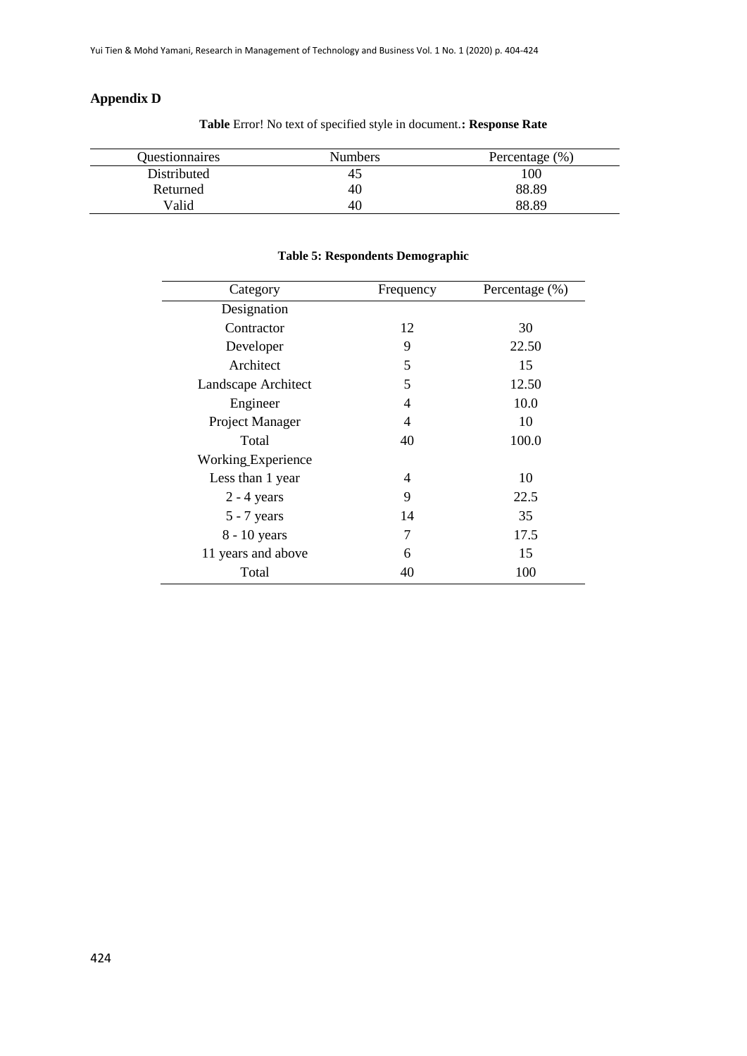## Appendix D

**Table** Error! No text of specified style in document.**: Response Rate**

| Questionnaires | Numbers | Percentage (%) |
|---|---|---|
| Distributed | 45 | 100 |
| Returned | 40 | 88.89 |
| Valid | 40 | 88.89 |

**Table 5: Respondents Demographic**

| Category | Frequency | Percentage (%) |
|---|---|---|
| Designation | | |
| Contractor | 12 | 30 |
| Developer | 9 | 22.50 |
| Architect | 5 | 15 |
| Landscape Architect | 5 | 12.50 |
| Engineer | 4 | 10.0 |
| Project Manager | 4 | 10 |
| Total | 40 | 100.0 |
| Working Experience | | |
| Less than 1 year | 4 | 10 |
| 2 - 4 years | 9 | 22.5 |
| 5 - 7 years | 14 | 35 |
| 8 - 10 years | 7 | 17.5 |
| 11 years and above | 6 | 15 |
| Total | 40 | 100 |